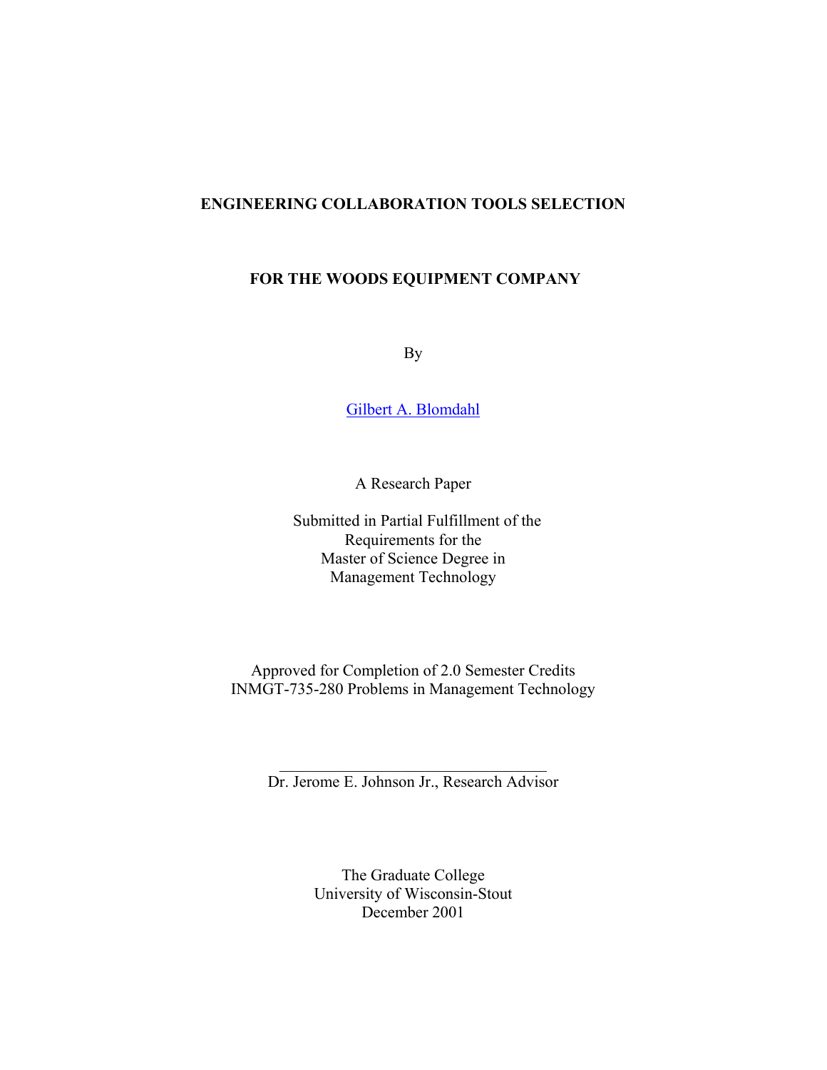# ENGINEERING COLLABORATION TOOLS SELECTION

# FOR THE WOODS EQUIPMENT COMPANY

By

Gilbert A. Blomdahl

A Research Paper

Submitted in Partial Fulfillment of the
Requirements for the
Master of Science Degree in
Management Technology

Approved for Completion of 2.0 Semester Credits
INMGT-735-280 Problems in Management Technology

_________________________________
Dr. Jerome E. Johnson Jr., Research Advisor

The Graduate College
University of Wisconsin-Stout
December 2001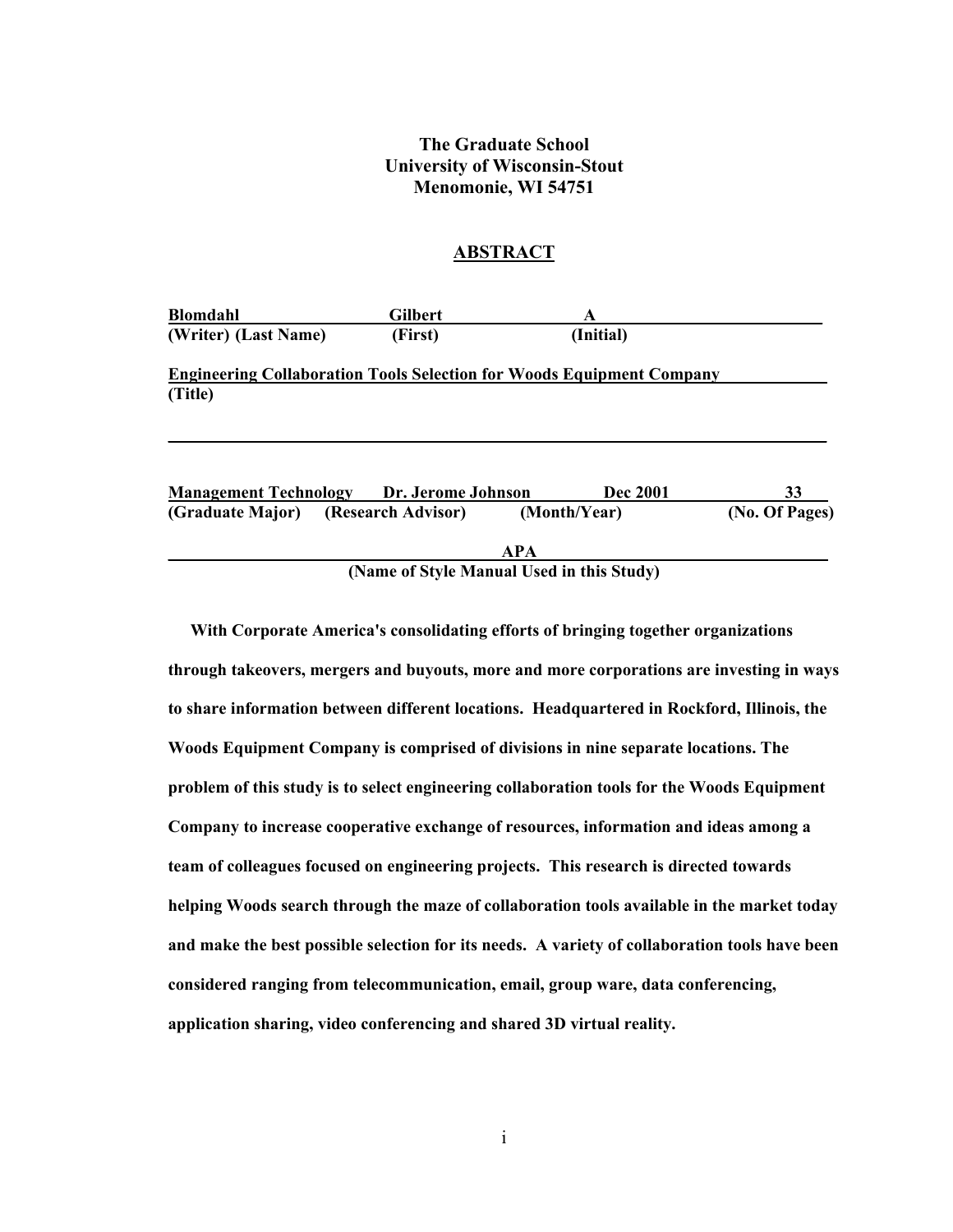**The Graduate School**
**University of Wisconsin-Stout**
**Menomonie, WI 54751**

## ABSTRACT

| Blomdahl | Gilbert | A |
|---|---|---|
| (Writer) (Last Name) | (First) | (Initial) |

**Engineering Collaboration Tools Selection for Woods Equipment Company**
**(Title)**

| Management Technology | Dr. Jerome Johnson | Dec 2001 | 33 |
|---|---|---|---|
| (Graduate Major) | (Research Advisor) | (Month/Year) | (No. Of Pages) |

**APA**
**(Name of Style Manual Used in this Study)**

**With Corporate America's consolidating efforts of bringing together organizations through takeovers, mergers and buyouts, more and more corporations are investing in ways to share information between different locations. Headquartered in Rockford, Illinois, the Woods Equipment Company is comprised of divisions in nine separate locations. The problem of this study is to select engineering collaboration tools for the Woods Equipment Company to increase cooperative exchange of resources, information and ideas among a team of colleagues focused on engineering projects. This research is directed towards helping Woods search through the maze of collaboration tools available in the market today and make the best possible selection for its needs. A variety of collaboration tools have been considered ranging from telecommunication, email, group ware, data conferencing, application sharing, video conferencing and shared 3D virtual reality.**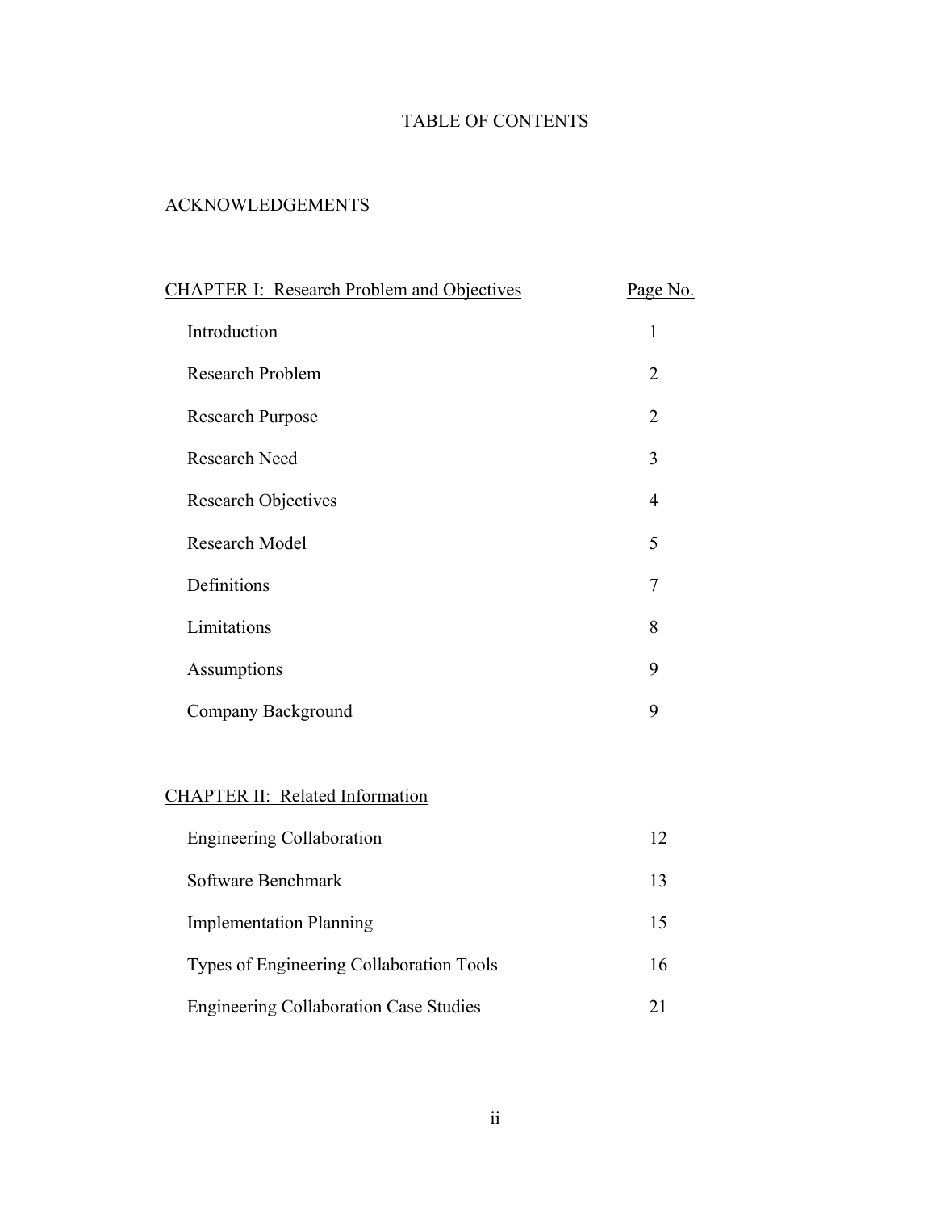# TABLE OF CONTENTS

ACKNOWLEDGEMENTS

| CHAPTER I: Research Problem and Objectives | Page No. |
|---|---|
| Introduction | 1 |
| Research Problem | 2 |
| Research Purpose | 2 |
| Research Need | 3 |
| Research Objectives | 4 |
| Research Model | 5 |
| Definitions | 7 |
| Limitations | 8 |
| Assumptions | 9 |
| Company Background | 9 |
| **CHAPTER II: Related Information** | |
| Engineering Collaboration | 12 |
| Software Benchmark | 13 |
| Implementation Planning | 15 |
| Types of Engineering Collaboration Tools | 16 |
| Engineering Collaboration Case Studies | 21 |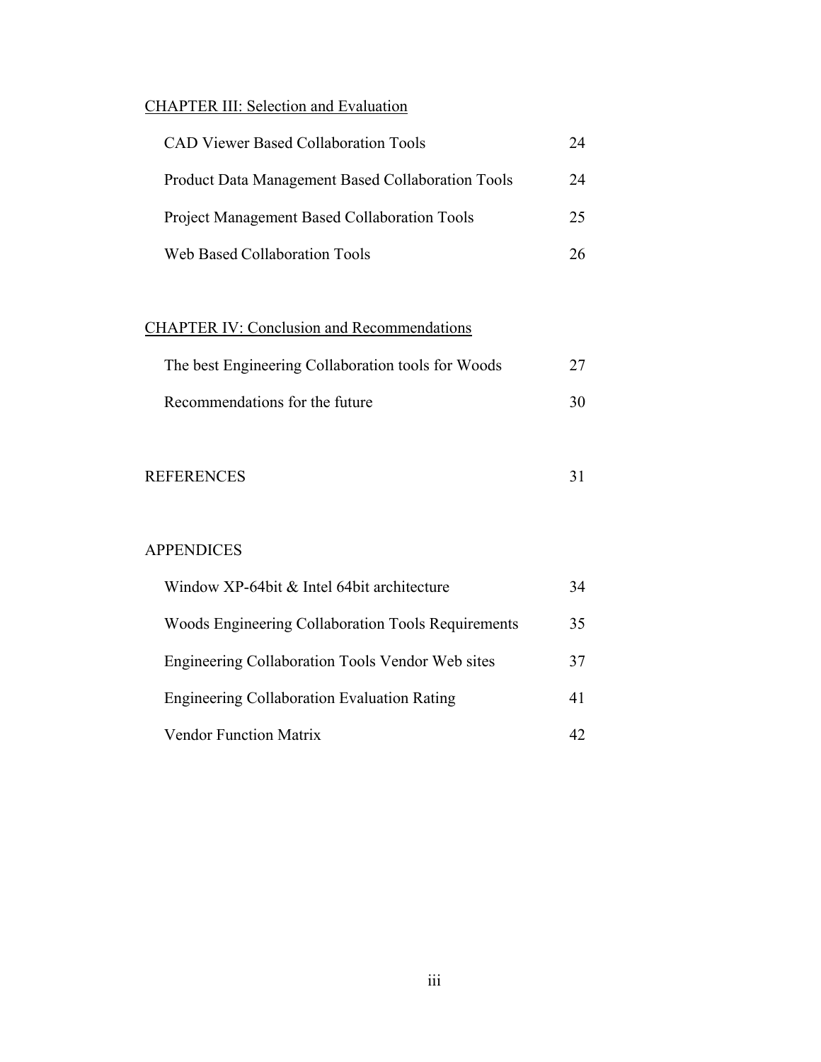CHAPTER III: Selection and Evaluation

| | |
|---|---|
| CAD Viewer Based Collaboration Tools | 24 |
| Product Data Management Based Collaboration Tools | 24 |
| Project Management Based Collaboration Tools | 25 |
| Web Based Collaboration Tools | 26 |

CHAPTER IV: Conclusion and Recommendations

| | |
|---|---|
| The best Engineering Collaboration tools for Woods | 27 |
| Recommendations for the future | 30 |

| | |
|---|---|
| REFERENCES | 31 |

APPENDICES

| | |
|---|---|
| Window XP-64bit & Intel 64bit architecture | 34 |
| Woods Engineering Collaboration Tools Requirements | 35 |
| Engineering Collaboration Tools Vendor Web sites | 37 |
| Engineering Collaboration Evaluation Rating | 41 |
| Vendor Function Matrix | 42 |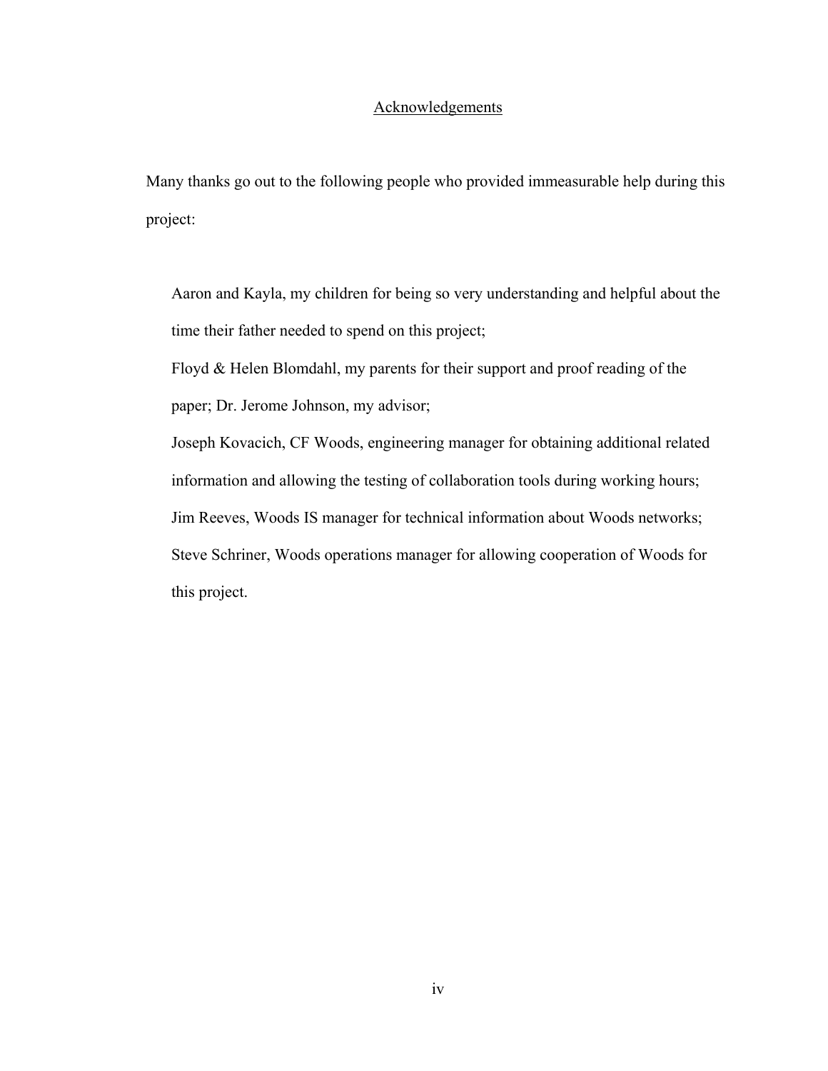# Acknowledgements

Many thanks go out to the following people who provided immeasurable help during this project:

Aaron and Kayla, my children for being so very understanding and helpful about the time their father needed to spend on this project;
Floyd & Helen Blomdahl, my parents for their support and proof reading of the paper; Dr. Jerome Johnson, my advisor;
Joseph Kovacich, CF Woods, engineering manager for obtaining additional related information and allowing the testing of collaboration tools during working hours;
Jim Reeves, Woods IS manager for technical information about Woods networks;
Steve Schriner, Woods operations manager for allowing cooperation of Woods for this project.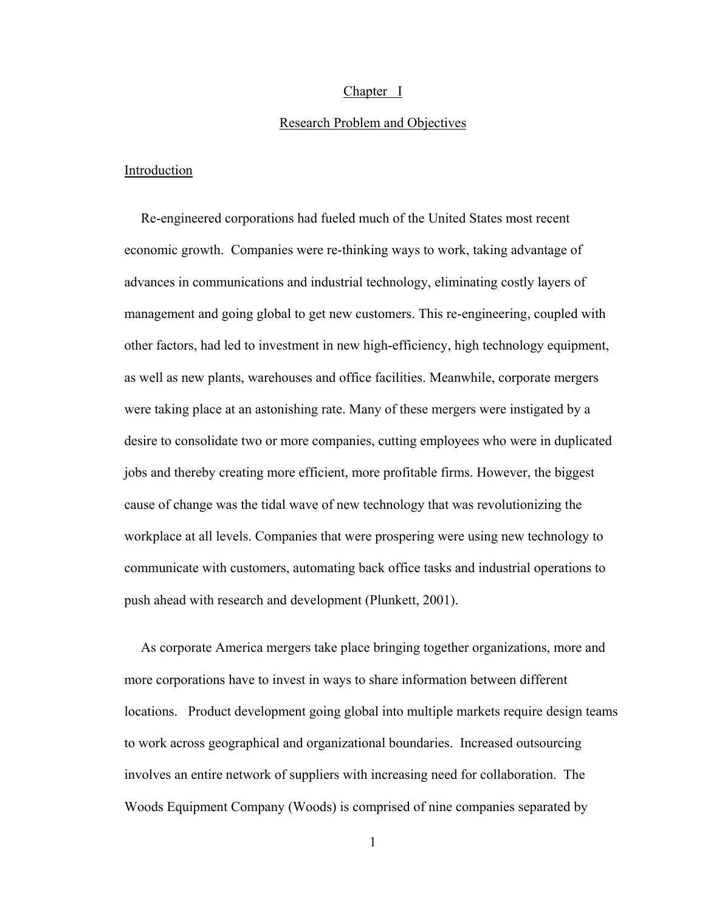# Chapter I

## Research Problem and Objectives

### Introduction

Re-engineered corporations had fueled much of the United States most recent economic growth. Companies were re-thinking ways to work, taking advantage of advances in communications and industrial technology, eliminating costly layers of management and going global to get new customers. This re-engineering, coupled with other factors, had led to investment in new high-efficiency, high technology equipment, as well as new plants, warehouses and office facilities. Meanwhile, corporate mergers were taking place at an astonishing rate. Many of these mergers were instigated by a desire to consolidate two or more companies, cutting employees who were in duplicated jobs and thereby creating more efficient, more profitable firms. However, the biggest cause of change was the tidal wave of new technology that was revolutionizing the workplace at all levels. Companies that were prospering were using new technology to communicate with customers, automating back office tasks and industrial operations to push ahead with research and development (Plunkett, 2001).

As corporate America mergers take place bringing together organizations, more and more corporations have to invest in ways to share information between different locations. Product development going global into multiple markets require design teams to work across geographical and organizational boundaries. Increased outsourcing involves an entire network of suppliers with increasing need for collaboration. The Woods Equipment Company (Woods) is comprised of nine companies separated by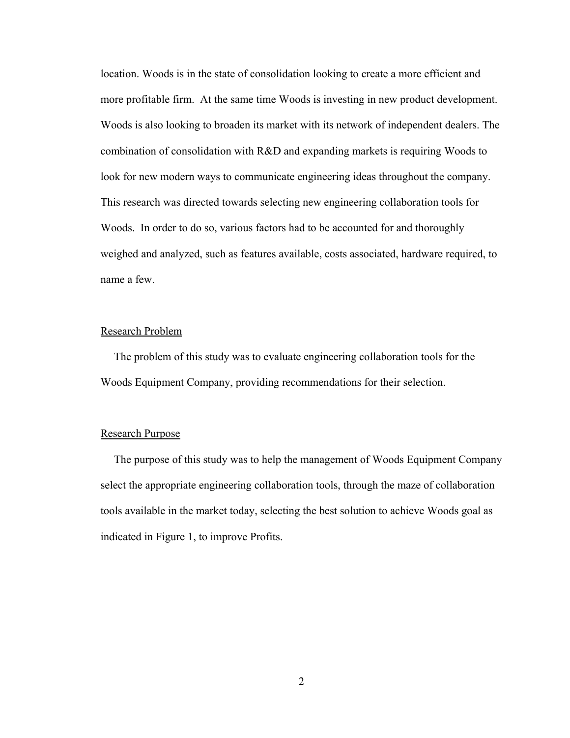location. Woods is in the state of consolidation looking to create a more efficient and more profitable firm. At the same time Woods is investing in new product development. Woods is also looking to broaden its market with its network of independent dealers. The combination of consolidation with R&D and expanding markets is requiring Woods to look for new modern ways to communicate engineering ideas throughout the company. This research was directed towards selecting new engineering collaboration tools for Woods. In order to do so, various factors had to be accounted for and thoroughly weighed and analyzed, such as features available, costs associated, hardware required, to name a few.

## Research Problem

The problem of this study was to evaluate engineering collaboration tools for the Woods Equipment Company, providing recommendations for their selection.

## Research Purpose

The purpose of this study was to help the management of Woods Equipment Company select the appropriate engineering collaboration tools, through the maze of collaboration tools available in the market today, selecting the best solution to achieve Woods goal as indicated in Figure 1, to improve Profits.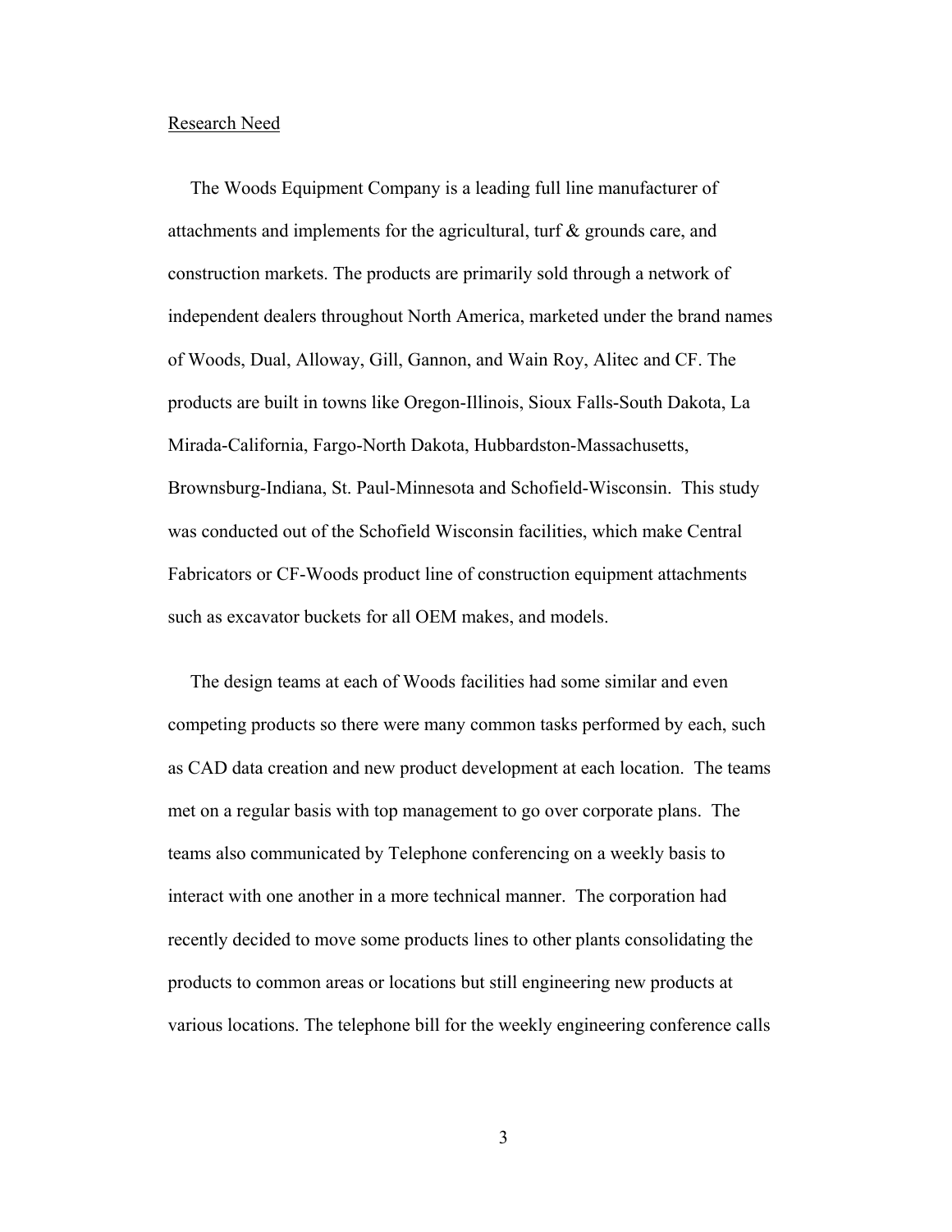Research Need

The Woods Equipment Company is a leading full line manufacturer of attachments and implements for the agricultural, turf & grounds care, and construction markets. The products are primarily sold through a network of independent dealers throughout North America, marketed under the brand names of Woods, Dual, Alloway, Gill, Gannon, and Wain Roy, Alitec and CF. The products are built in towns like Oregon-Illinois, Sioux Falls-South Dakota, La Mirada-California, Fargo-North Dakota, Hubbardston-Massachusetts, Brownsburg-Indiana, St. Paul-Minnesota and Schofield-Wisconsin. This study was conducted out of the Schofield Wisconsin facilities, which make Central Fabricators or CF-Woods product line of construction equipment attachments such as excavator buckets for all OEM makes, and models.

The design teams at each of Woods facilities had some similar and even competing products so there were many common tasks performed by each, such as CAD data creation and new product development at each location. The teams met on a regular basis with top management to go over corporate plans. The teams also communicated by Telephone conferencing on a weekly basis to interact with one another in a more technical manner. The corporation had recently decided to move some products lines to other plants consolidating the products to common areas or locations but still engineering new products at various locations. The telephone bill for the weekly engineering conference calls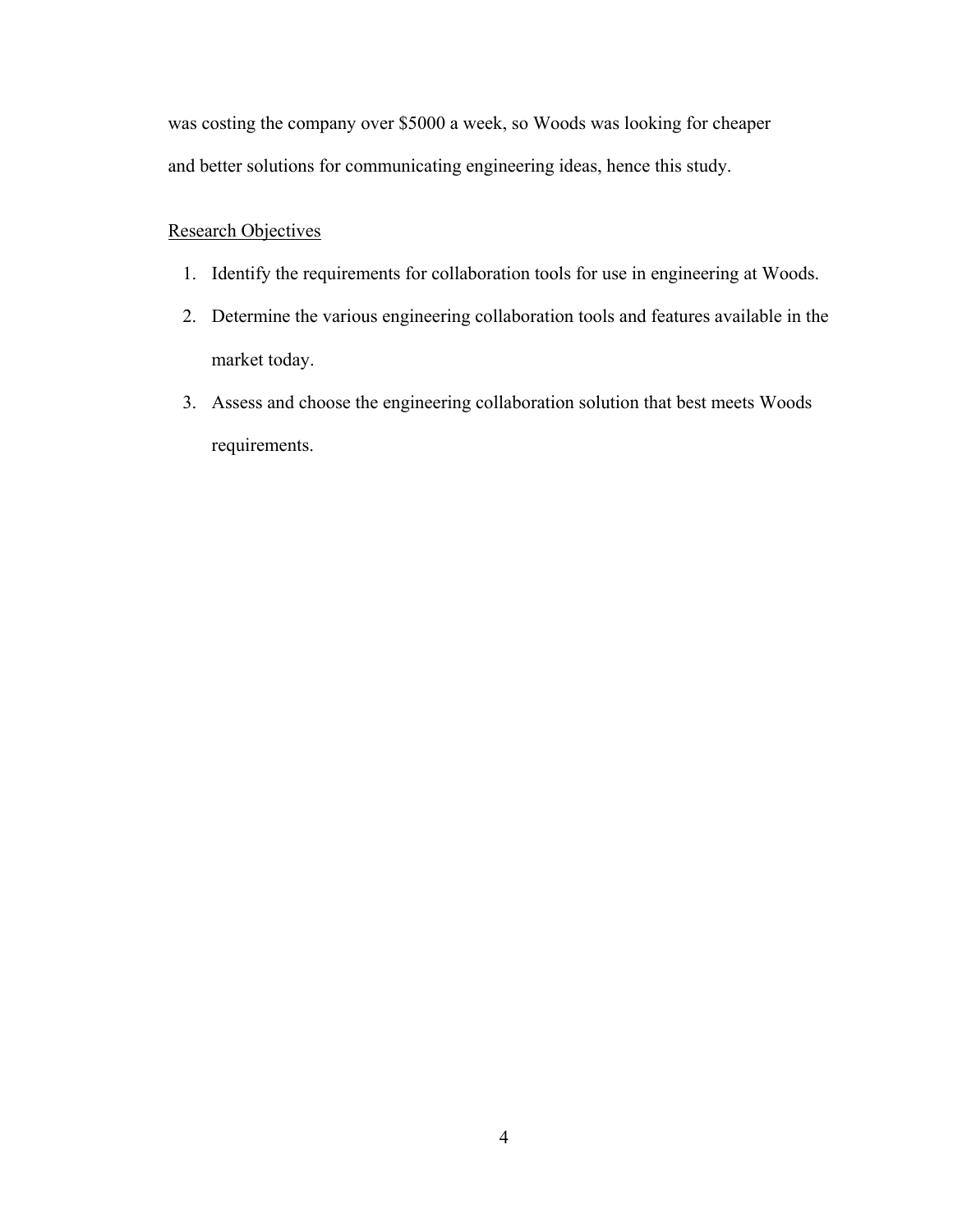was costing the company over $5000 a week, so Woods was looking for cheaper and better solutions for communicating engineering ideas, hence this study.

## Research Objectives

1. Identify the requirements for collaboration tools for use in engineering at Woods.
2. Determine the various engineering collaboration tools and features available in the market today.
3. Assess and choose the engineering collaboration solution that best meets Woods requirements.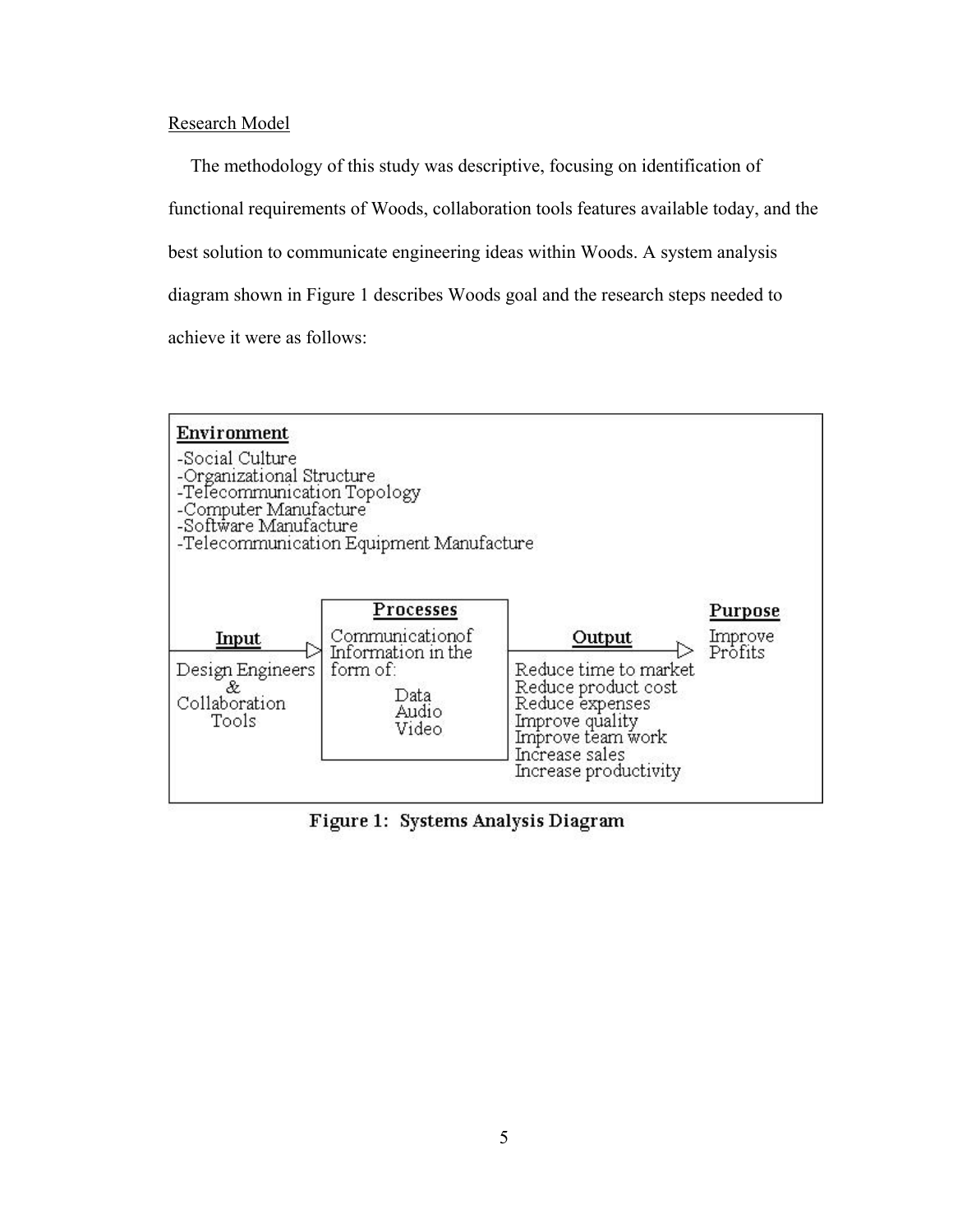Research Model

The methodology of this study was descriptive, focusing on identification of functional requirements of Woods, collaboration tools features available today, and the best solution to communicate engineering ideas within Woods. A system analysis diagram shown in Figure 1 describes Woods goal and the research steps needed to achieve it were as follows:

**Environment**

- -Social Culture
- -Organizational Structure
- -Telecommunication Topology
- -Computer Manufacture
- -Software Manufacture
- -Telecommunication Equipment Manufacture

**Input**

Design Engineers & Collaboration Tools

**Processes**

Communicationof Information in the form of:

- Data
- Audio
- Video

**Output**

- Reduce time to market
- Reduce product cost
- Reduce expenses
- Improve quality
- Improve team work
- Increase sales
- Increase productivity

**Purpose**

Improve Profits

**Figure 1: Systems Analysis Diagram**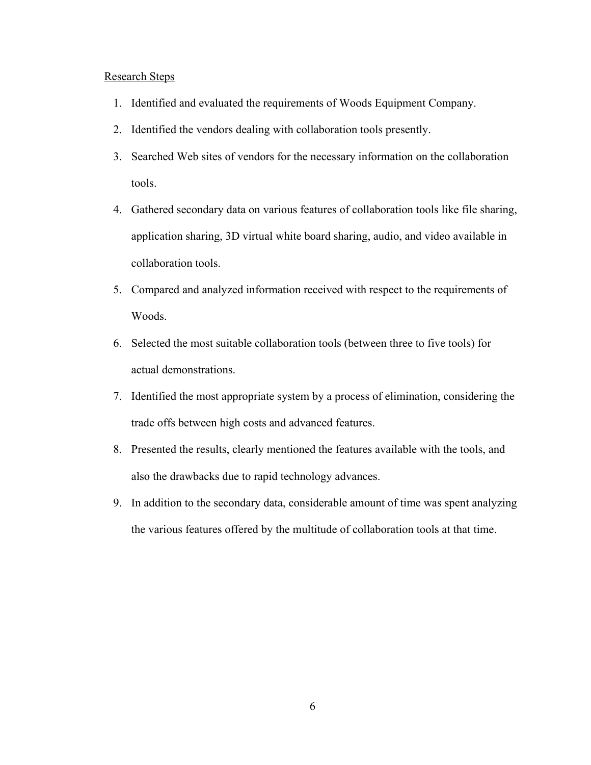Research Steps

1. Identified and evaluated the requirements of Woods Equipment Company.
2. Identified the vendors dealing with collaboration tools presently.
3. Searched Web sites of vendors for the necessary information on the collaboration tools.
4. Gathered secondary data on various features of collaboration tools like file sharing, application sharing, 3D virtual white board sharing, audio, and video available in collaboration tools.
5. Compared and analyzed information received with respect to the requirements of Woods.
6. Selected the most suitable collaboration tools (between three to five tools) for actual demonstrations.
7. Identified the most appropriate system by a process of elimination, considering the trade offs between high costs and advanced features.
8. Presented the results, clearly mentioned the features available with the tools, and also the drawbacks due to rapid technology advances.
9. In addition to the secondary data, considerable amount of time was spent analyzing the various features offered by the multitude of collaboration tools at that time.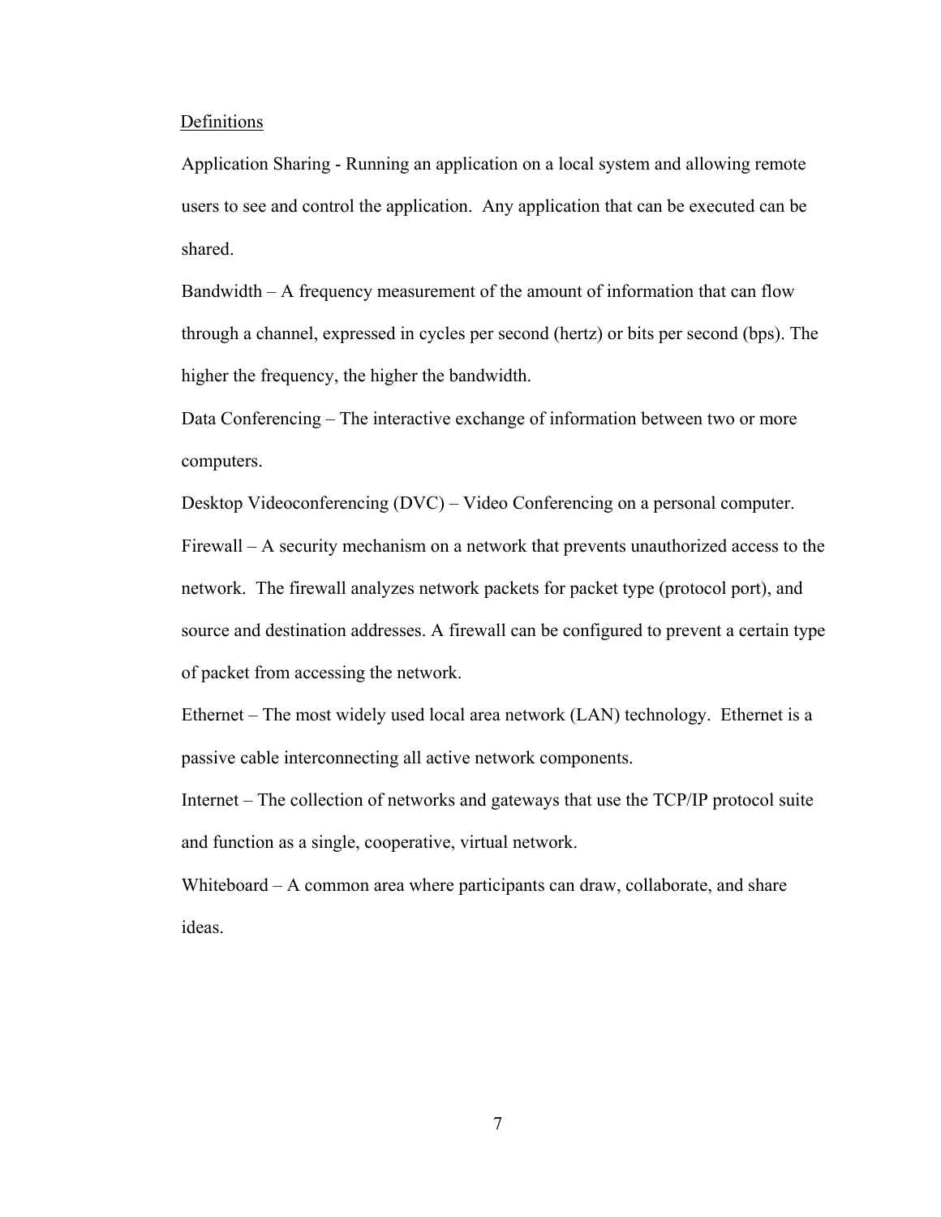## Definitions

Application Sharing - Running an application on a local system and allowing remote users to see and control the application. Any application that can be executed can be shared.

Bandwidth – A frequency measurement of the amount of information that can flow through a channel, expressed in cycles per second (hertz) or bits per second (bps). The higher the frequency, the higher the bandwidth.

Data Conferencing – The interactive exchange of information between two or more computers.

Desktop Videoconferencing (DVC) – Video Conferencing on a personal computer.

Firewall – A security mechanism on a network that prevents unauthorized access to the network. The firewall analyzes network packets for packet type (protocol port), and source and destination addresses. A firewall can be configured to prevent a certain type of packet from accessing the network.

Ethernet – The most widely used local area network (LAN) technology. Ethernet is a passive cable interconnecting all active network components.

Internet – The collection of networks and gateways that use the TCP/IP protocol suite and function as a single, cooperative, virtual network.

Whiteboard – A common area where participants can draw, collaborate, and share ideas.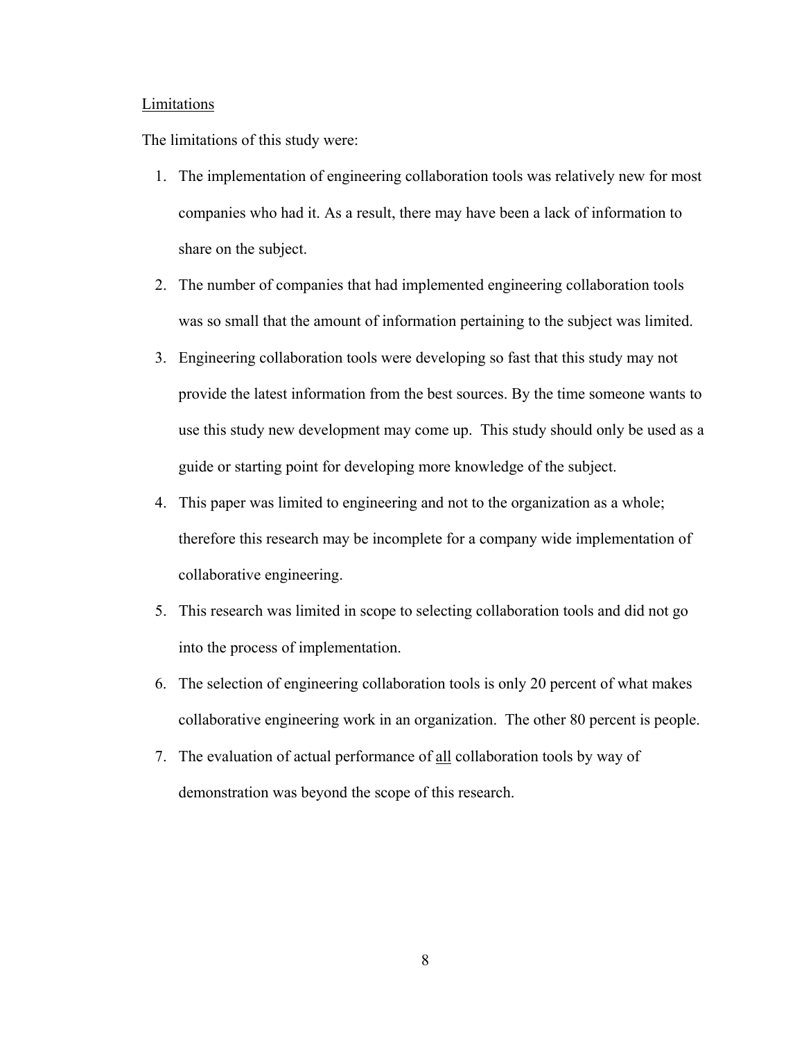## Limitations

The limitations of this study were:

1. The implementation of engineering collaboration tools was relatively new for most companies who had it. As a result, there may have been a lack of information to share on the subject.
2. The number of companies that had implemented engineering collaboration tools was so small that the amount of information pertaining to the subject was limited.
3. Engineering collaboration tools were developing so fast that this study may not provide the latest information from the best sources. By the time someone wants to use this study new development may come up. This study should only be used as a guide or starting point for developing more knowledge of the subject.
4. This paper was limited to engineering and not to the organization as a whole; therefore this research may be incomplete for a company wide implementation of collaborative engineering.
5. This research was limited in scope to selecting collaboration tools and did not go into the process of implementation.
6. The selection of engineering collaboration tools is only 20 percent of what makes collaborative engineering work in an organization. The other 80 percent is people.
7. The evaluation of actual performance of <u>all</u> collaboration tools by way of demonstration was beyond the scope of this research.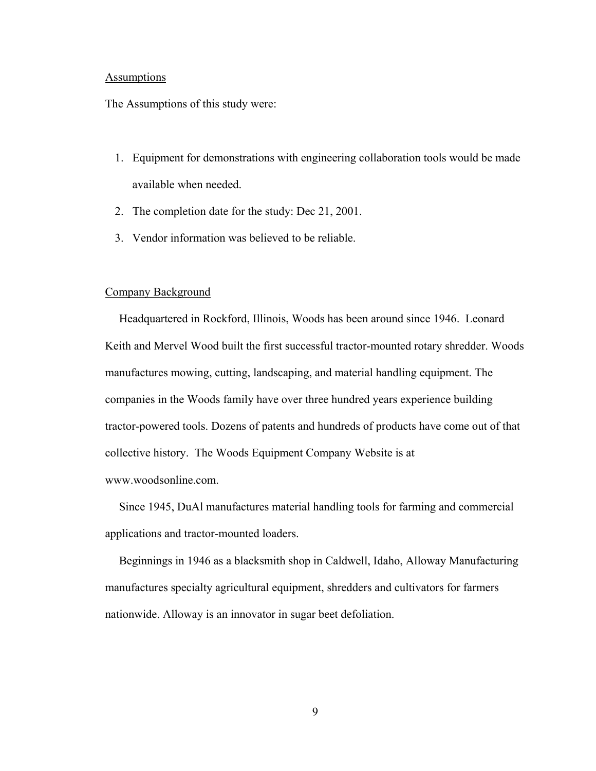## Assumptions

The Assumptions of this study were:

1. Equipment for demonstrations with engineering collaboration tools would be made available when needed.
2. The completion date for the study: Dec 21, 2001.
3. Vendor information was believed to be reliable.

## Company Background

Headquartered in Rockford, Illinois, Woods has been around since 1946. Leonard Keith and Mervel Wood built the first successful tractor-mounted rotary shredder. Woods manufactures mowing, cutting, landscaping, and material handling equipment. The companies in the Woods family have over three hundred years experience building tractor-powered tools. Dozens of patents and hundreds of products have come out of that collective history. The Woods Equipment Company Website is at www.woodsonline.com.

Since 1945, DuAl manufactures material handling tools for farming and commercial applications and tractor-mounted loaders.

Beginnings in 1946 as a blacksmith shop in Caldwell, Idaho, Alloway Manufacturing manufactures specialty agricultural equipment, shredders and cultivators for farmers nationwide. Alloway is an innovator in sugar beet defoliation.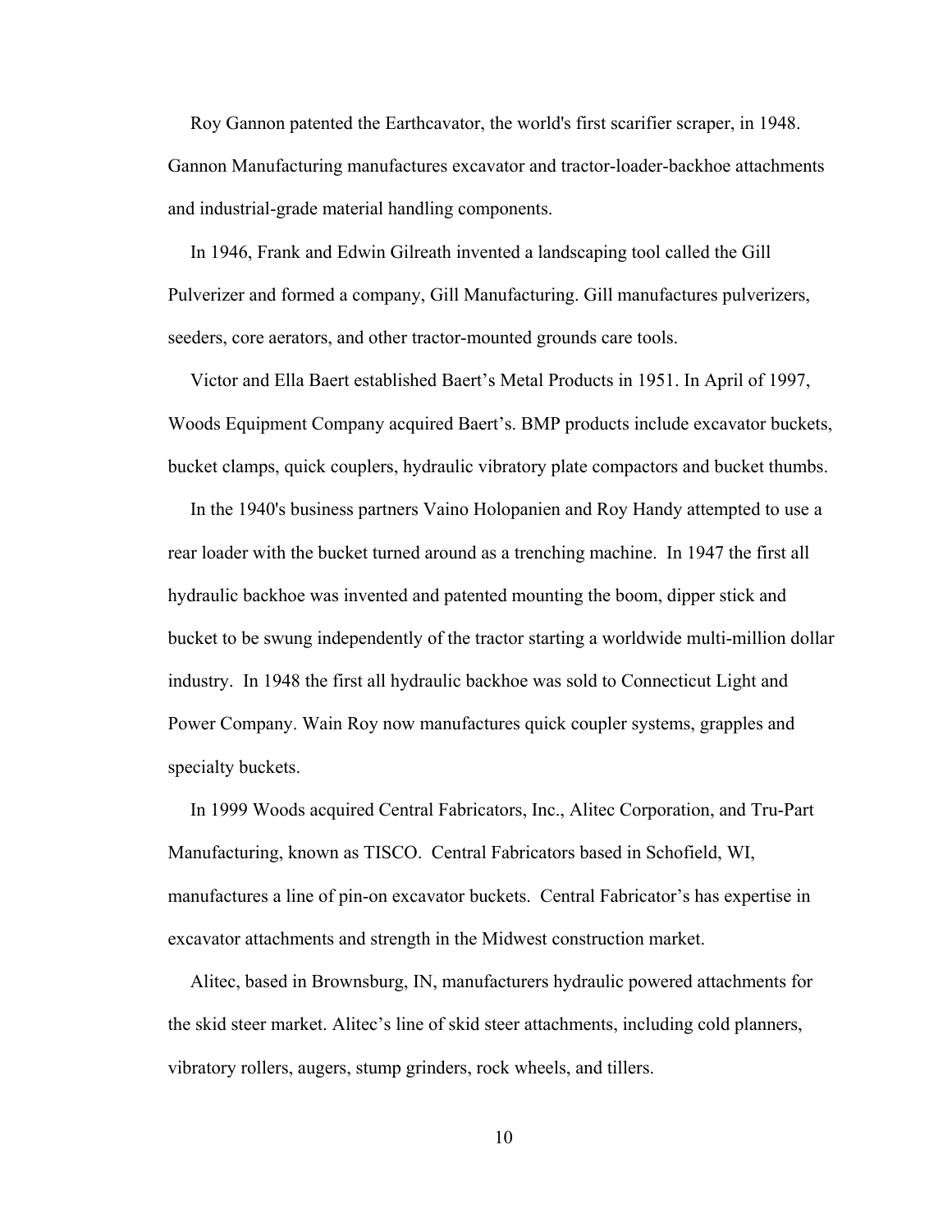Roy Gannon patented the Earthcavator, the world's first scarifier scraper, in 1948. Gannon Manufacturing manufactures excavator and tractor-loader-backhoe attachments and industrial-grade material handling components.

In 1946, Frank and Edwin Gilreath invented a landscaping tool called the Gill Pulverizer and formed a company, Gill Manufacturing. Gill manufactures pulverizers, seeders, core aerators, and other tractor-mounted grounds care tools.

Victor and Ella Baert established Baert's Metal Products in 1951. In April of 1997, Woods Equipment Company acquired Baert's. BMP products include excavator buckets, bucket clamps, quick couplers, hydraulic vibratory plate compactors and bucket thumbs.

In the 1940's business partners Vaino Holopanien and Roy Handy attempted to use a rear loader with the bucket turned around as a trenching machine. In 1947 the first all hydraulic backhoe was invented and patented mounting the boom, dipper stick and bucket to be swung independently of the tractor starting a worldwide multi-million dollar industry. In 1948 the first all hydraulic backhoe was sold to Connecticut Light and Power Company. Wain Roy now manufactures quick coupler systems, grapples and specialty buckets.

In 1999 Woods acquired Central Fabricators, Inc., Alitec Corporation, and Tru-Part Manufacturing, known as TISCO. Central Fabricators based in Schofield, WI, manufactures a line of pin-on excavator buckets. Central Fabricator's has expertise in excavator attachments and strength in the Midwest construction market.

Alitec, based in Brownsburg, IN, manufacturers hydraulic powered attachments for the skid steer market. Alitec's line of skid steer attachments, including cold planners, vibratory rollers, augers, stump grinders, rock wheels, and tillers.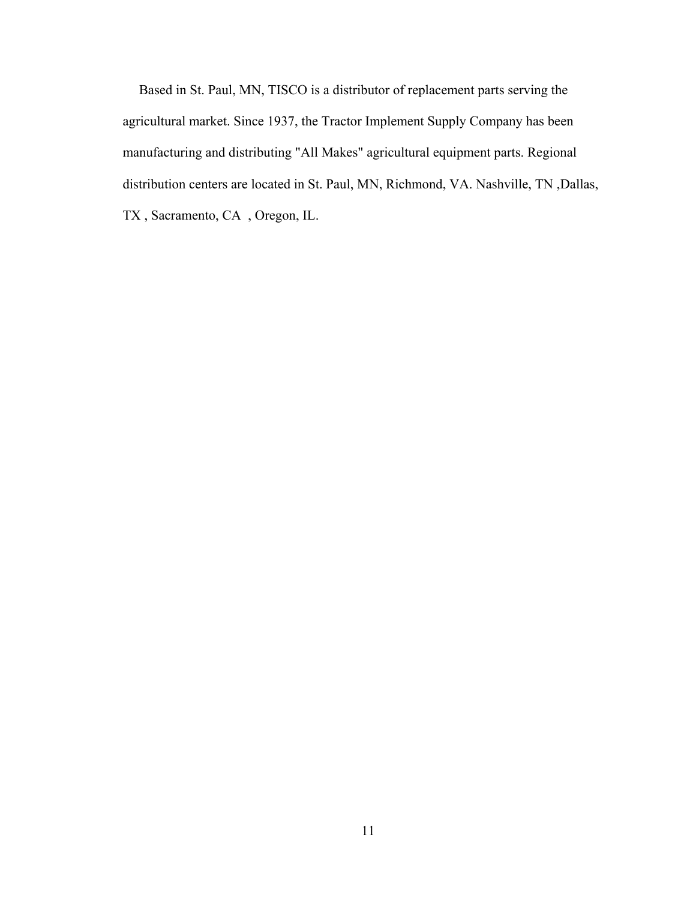Based in St. Paul, MN, TISCO is a distributor of replacement parts serving the agricultural market. Since 1937, the Tractor Implement Supply Company has been manufacturing and distributing "All Makes" agricultural equipment parts. Regional distribution centers are located in St. Paul, MN, Richmond, VA. Nashville, TN ,Dallas, TX , Sacramento, CA , Oregon, IL.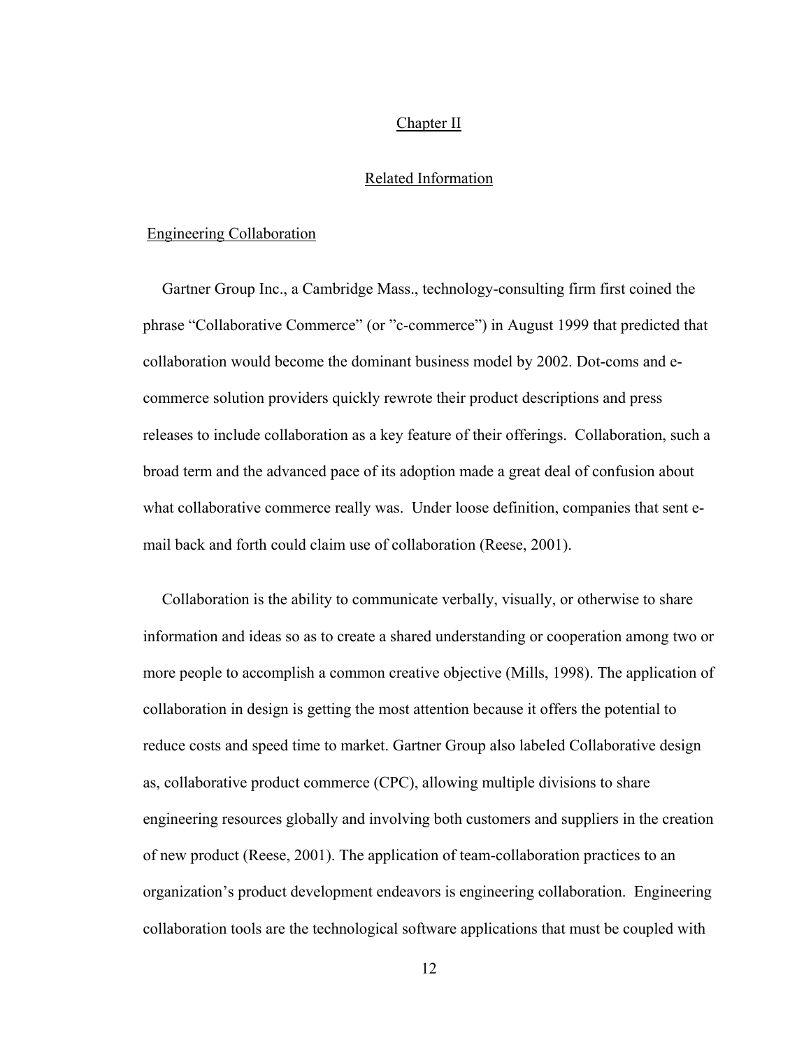## Chapter II

## Related Information

### Engineering Collaboration

Gartner Group Inc., a Cambridge Mass., technology-consulting firm first coined the phrase "Collaborative Commerce" (or "c-commerce") in August 1999 that predicted that collaboration would become the dominant business model by 2002. Dot-coms and e-commerce solution providers quickly rewrote their product descriptions and press releases to include collaboration as a key feature of their offerings. Collaboration, such a broad term and the advanced pace of its adoption made a great deal of confusion about what collaborative commerce really was. Under loose definition, companies that sent e-mail back and forth could claim use of collaboration (Reese, 2001).

Collaboration is the ability to communicate verbally, visually, or otherwise to share information and ideas so as to create a shared understanding or cooperation among two or more people to accomplish a common creative objective (Mills, 1998). The application of collaboration in design is getting the most attention because it offers the potential to reduce costs and speed time to market. Gartner Group also labeled Collaborative design as, collaborative product commerce (CPC), allowing multiple divisions to share engineering resources globally and involving both customers and suppliers in the creation of new product (Reese, 2001). The application of team-collaboration practices to an organization's product development endeavors is engineering collaboration. Engineering collaboration tools are the technological software applications that must be coupled with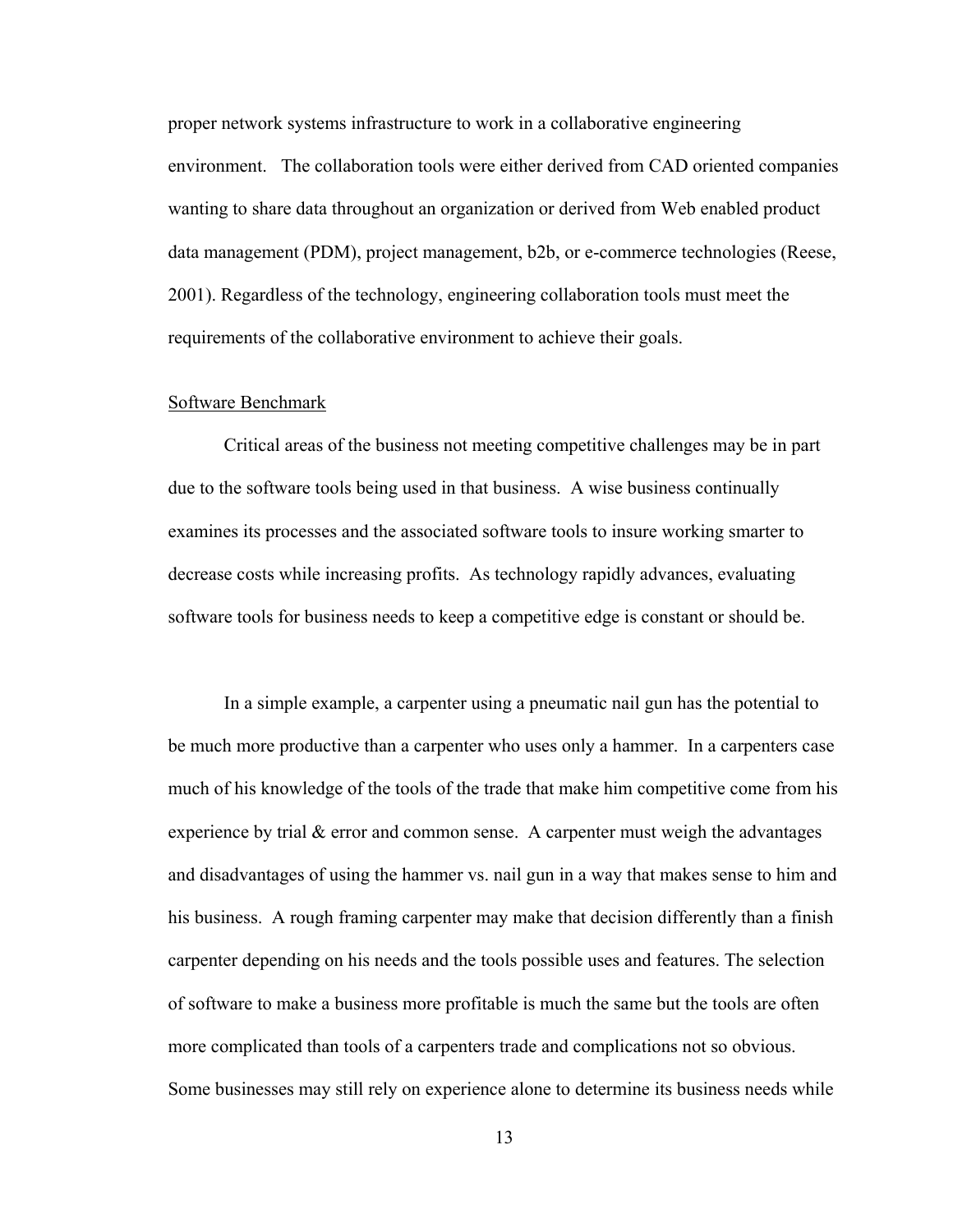proper network systems infrastructure to work in a collaborative engineering environment. The collaboration tools were either derived from CAD oriented companies wanting to share data throughout an organization or derived from Web enabled product data management (PDM), project management, b2b, or e-commerce technologies (Reese, 2001). Regardless of the technology, engineering collaboration tools must meet the requirements of the collaborative environment to achieve their goals.

<u>Software Benchmark</u>

Critical areas of the business not meeting competitive challenges may be in part due to the software tools being used in that business. A wise business continually examines its processes and the associated software tools to insure working smarter to decrease costs while increasing profits. As technology rapidly advances, evaluating software tools for business needs to keep a competitive edge is constant or should be.

In a simple example, a carpenter using a pneumatic nail gun has the potential to be much more productive than a carpenter who uses only a hammer. In a carpenters case much of his knowledge of the tools of the trade that make him competitive come from his experience by trial & error and common sense. A carpenter must weigh the advantages and disadvantages of using the hammer vs. nail gun in a way that makes sense to him and his business. A rough framing carpenter may make that decision differently than a finish carpenter depending on his needs and the tools possible uses and features. The selection of software to make a business more profitable is much the same but the tools are often more complicated than tools of a carpenters trade and complications not so obvious. Some businesses may still rely on experience alone to determine its business needs while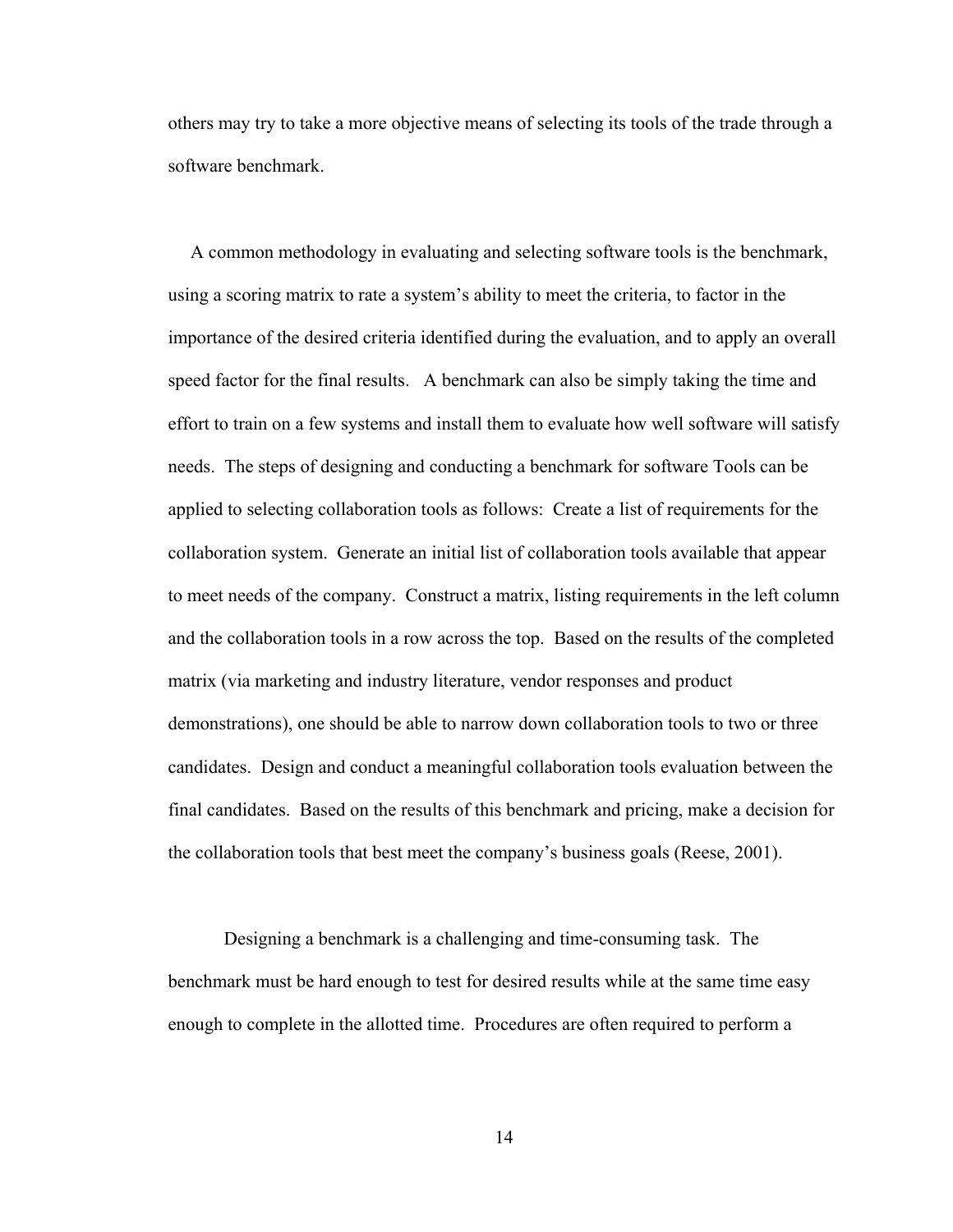others may try to take a more objective means of selecting its tools of the trade through a software benchmark.

A common methodology in evaluating and selecting software tools is the benchmark, using a scoring matrix to rate a system's ability to meet the criteria, to factor in the importance of the desired criteria identified during the evaluation, and to apply an overall speed factor for the final results. A benchmark can also be simply taking the time and effort to train on a few systems and install them to evaluate how well software will satisfy needs. The steps of designing and conducting a benchmark for software Tools can be applied to selecting collaboration tools as follows: Create a list of requirements for the collaboration system. Generate an initial list of collaboration tools available that appear to meet needs of the company. Construct a matrix, listing requirements in the left column and the collaboration tools in a row across the top. Based on the results of the completed matrix (via marketing and industry literature, vendor responses and product demonstrations), one should be able to narrow down collaboration tools to two or three candidates. Design and conduct a meaningful collaboration tools evaluation between the final candidates. Based on the results of this benchmark and pricing, make a decision for the collaboration tools that best meet the company's business goals (Reese, 2001).

Designing a benchmark is a challenging and time-consuming task. The benchmark must be hard enough to test for desired results while at the same time easy enough to complete in the allotted time. Procedures are often required to perform a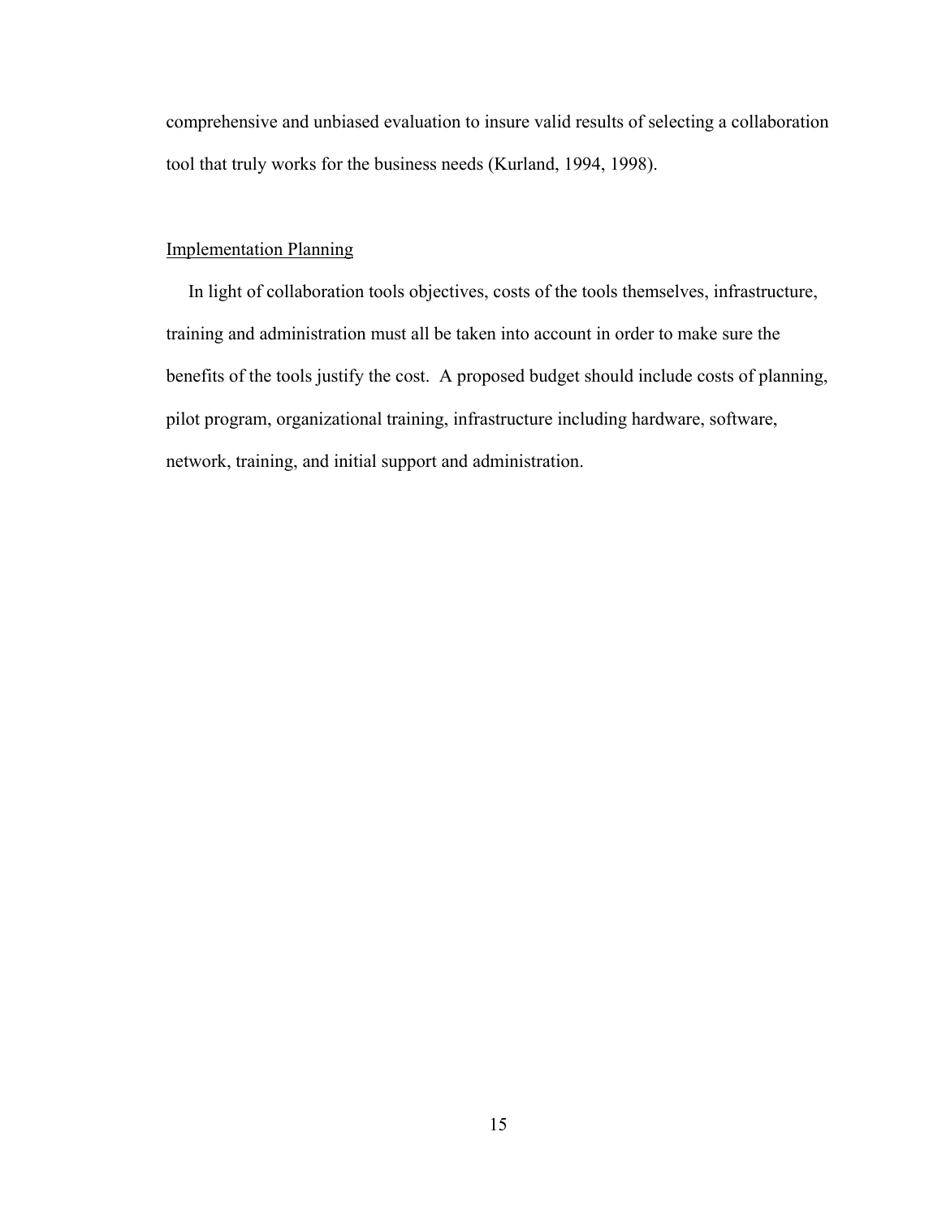comprehensive and unbiased evaluation to insure valid results of selecting a collaboration tool that truly works for the business needs (Kurland, 1994, 1998).

## Implementation Planning

In light of collaboration tools objectives, costs of the tools themselves, infrastructure, training and administration must all be taken into account in order to make sure the benefits of the tools justify the cost. A proposed budget should include costs of planning, pilot program, organizational training, infrastructure including hardware, software, network, training, and initial support and administration.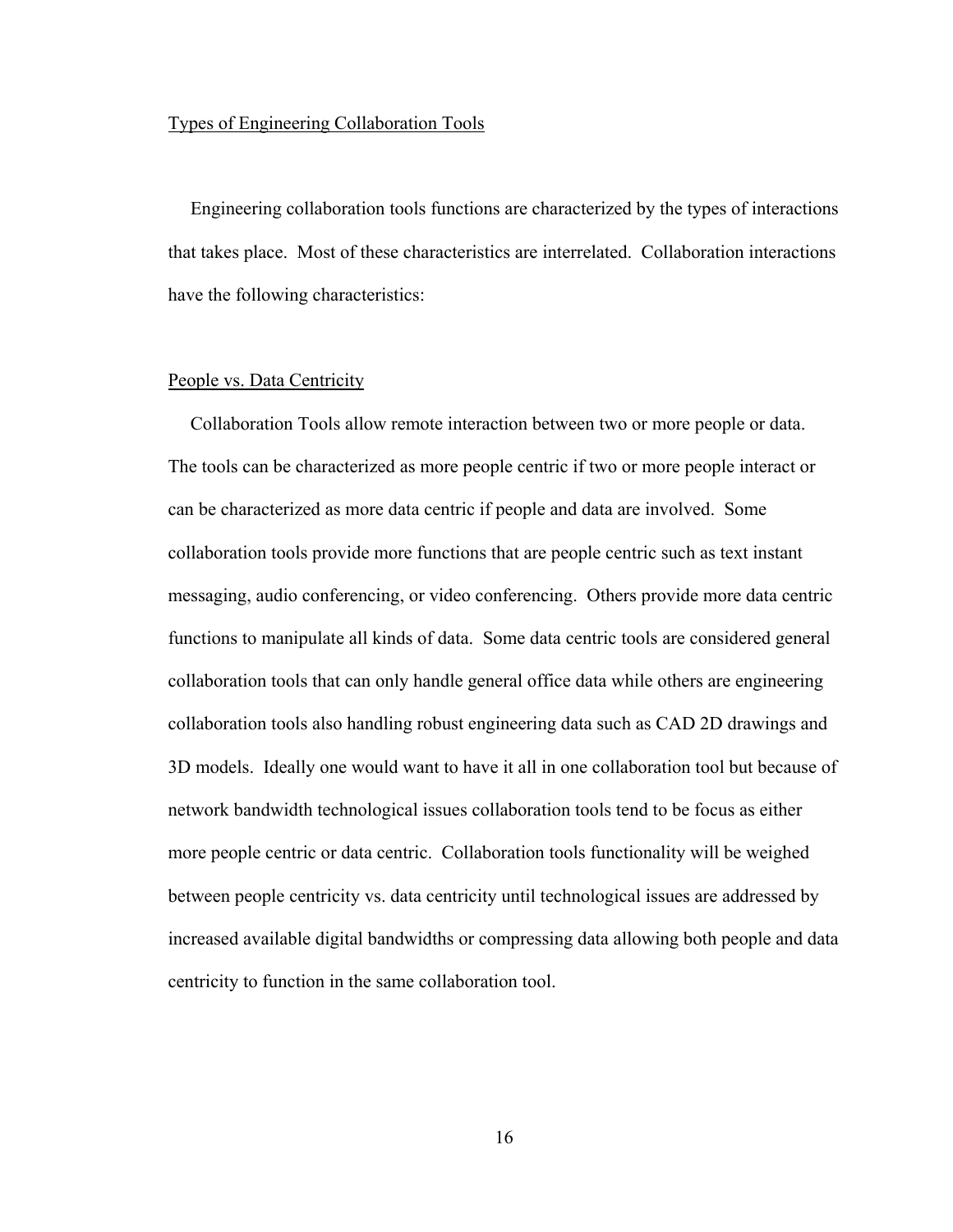## Types of Engineering Collaboration Tools

Engineering collaboration tools functions are characterized by the types of interactions that takes place. Most of these characteristics are interrelated. Collaboration interactions have the following characteristics:

### People vs. Data Centricity

Collaboration Tools allow remote interaction between two or more people or data. The tools can be characterized as more people centric if two or more people interact or can be characterized as more data centric if people and data are involved. Some collaboration tools provide more functions that are people centric such as text instant messaging, audio conferencing, or video conferencing. Others provide more data centric functions to manipulate all kinds of data. Some data centric tools are considered general collaboration tools that can only handle general office data while others are engineering collaboration tools also handling robust engineering data such as CAD 2D drawings and 3D models. Ideally one would want to have it all in one collaboration tool but because of network bandwidth technological issues collaboration tools tend to be focus as either more people centric or data centric. Collaboration tools functionality will be weighed between people centricity vs. data centricity until technological issues are addressed by increased available digital bandwidths or compressing data allowing both people and data centricity to function in the same collaboration tool.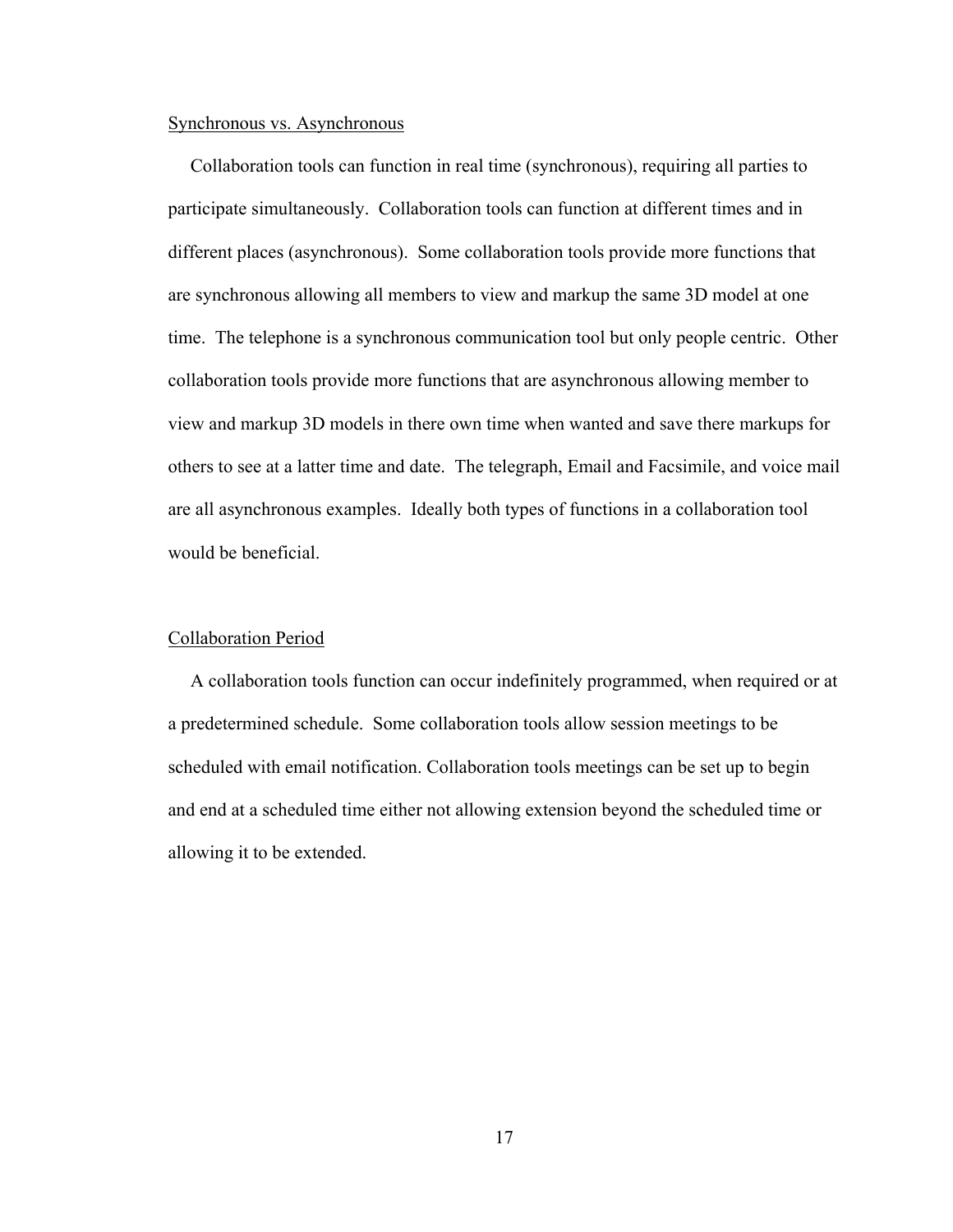Synchronous vs. Asynchronous

Collaboration tools can function in real time (synchronous), requiring all parties to participate simultaneously. Collaboration tools can function at different times and in different places (asynchronous). Some collaboration tools provide more functions that are synchronous allowing all members to view and markup the same 3D model at one time. The telephone is a synchronous communication tool but only people centric. Other collaboration tools provide more functions that are asynchronous allowing member to view and markup 3D models in there own time when wanted and save there markups for others to see at a latter time and date. The telegraph, Email and Facsimile, and voice mail are all asynchronous examples. Ideally both types of functions in a collaboration tool would be beneficial.

Collaboration Period

A collaboration tools function can occur indefinitely programmed, when required or at a predetermined schedule. Some collaboration tools allow session meetings to be scheduled with email notification. Collaboration tools meetings can be set up to begin and end at a scheduled time either not allowing extension beyond the scheduled time or allowing it to be extended.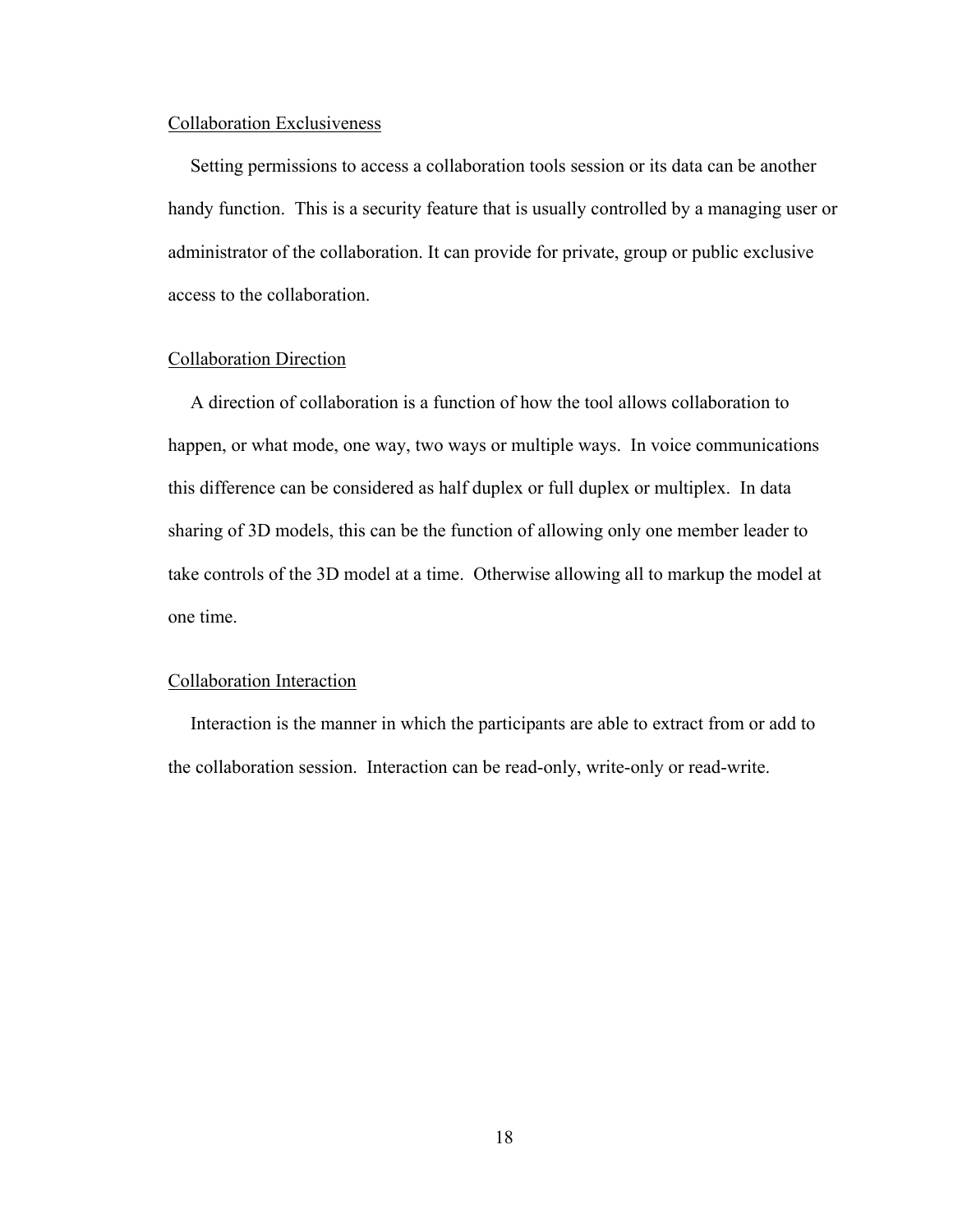### Collaboration Exclusiveness

Setting permissions to access a collaboration tools session or its data can be another handy function. This is a security feature that is usually controlled by a managing user or administrator of the collaboration. It can provide for private, group or public exclusive access to the collaboration.

### Collaboration Direction

A direction of collaboration is a function of how the tool allows collaboration to happen, or what mode, one way, two ways or multiple ways. In voice communications this difference can be considered as half duplex or full duplex or multiplex. In data sharing of 3D models, this can be the function of allowing only one member leader to take controls of the 3D model at a time. Otherwise allowing all to markup the model at one time.

### Collaboration Interaction

Interaction is the manner in which the participants are able to extract from or add to the collaboration session. Interaction can be read-only, write-only or read-write.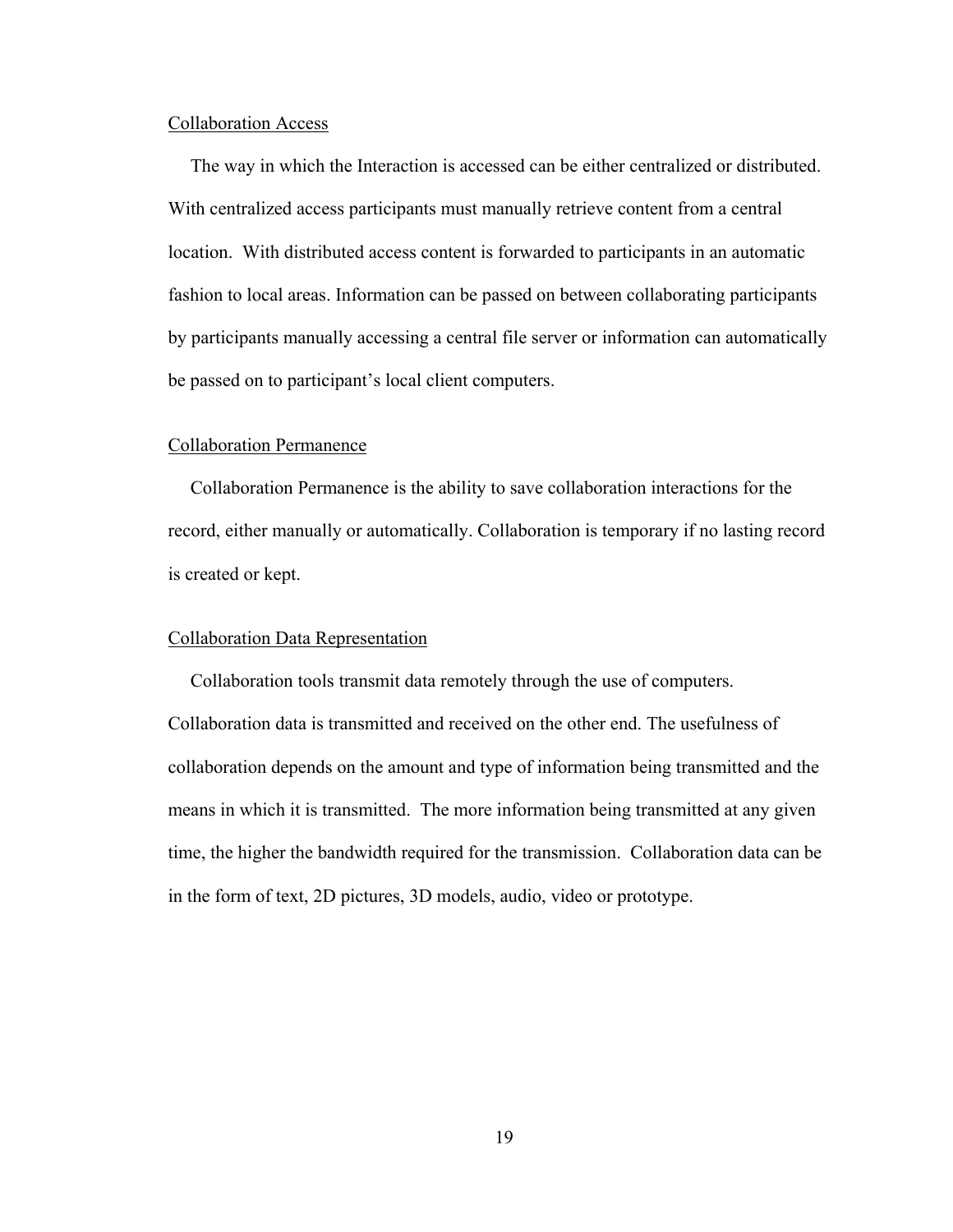### Collaboration Access

The way in which the Interaction is accessed can be either centralized or distributed. With centralized access participants must manually retrieve content from a central location. With distributed access content is forwarded to participants in an automatic fashion to local areas. Information can be passed on between collaborating participants by participants manually accessing a central file server or information can automatically be passed on to participant's local client computers.

### Collaboration Permanence

Collaboration Permanence is the ability to save collaboration interactions for the record, either manually or automatically. Collaboration is temporary if no lasting record is created or kept.

### Collaboration Data Representation

Collaboration tools transmit data remotely through the use of computers. Collaboration data is transmitted and received on the other end. The usefulness of collaboration depends on the amount and type of information being transmitted and the means in which it is transmitted. The more information being transmitted at any given time, the higher the bandwidth required for the transmission. Collaboration data can be in the form of text, 2D pictures, 3D models, audio, video or prototype.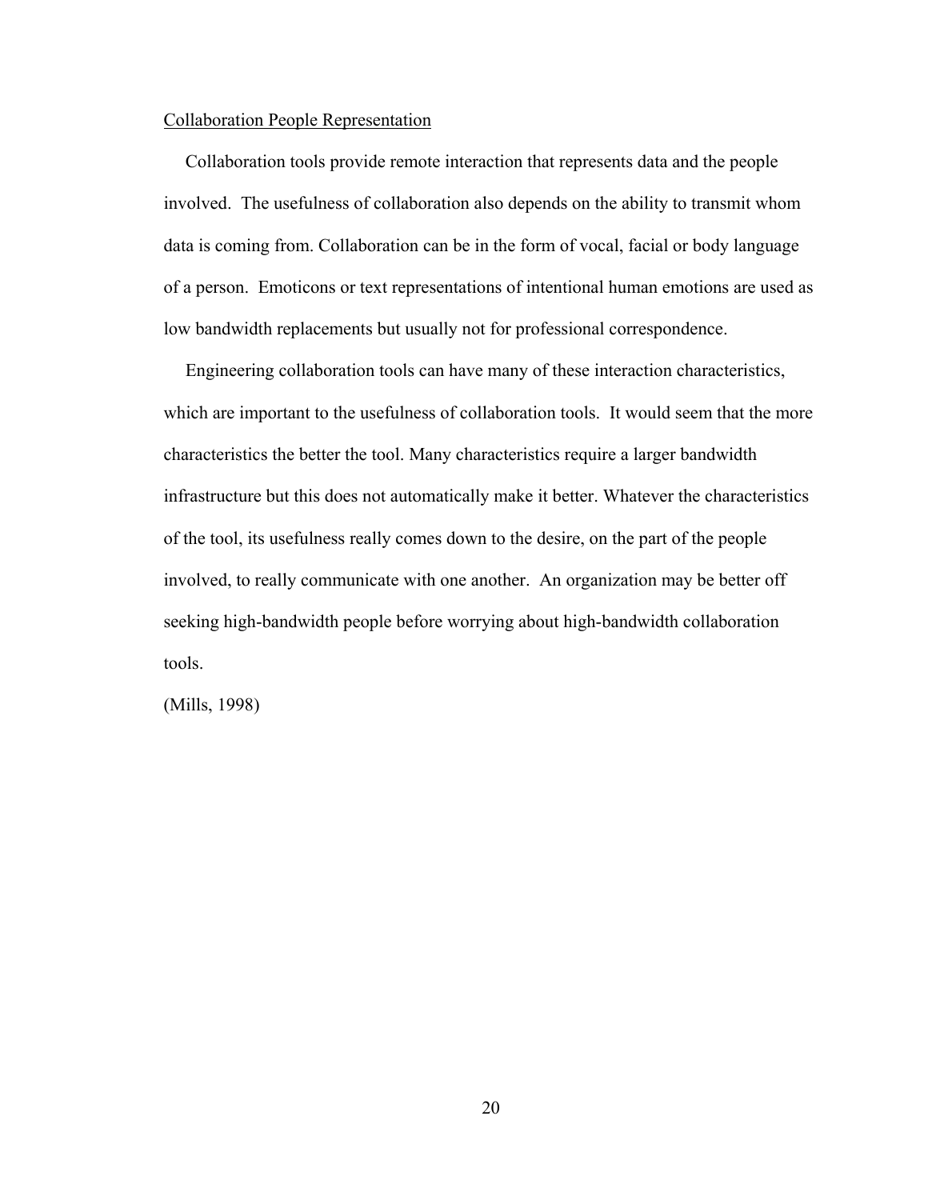<u>Collaboration People Representation</u>

Collaboration tools provide remote interaction that represents data and the people involved. The usefulness of collaboration also depends on the ability to transmit whom data is coming from. Collaboration can be in the form of vocal, facial or body language of a person. Emoticons or text representations of intentional human emotions are used as low bandwidth replacements but usually not for professional correspondence.

Engineering collaboration tools can have many of these interaction characteristics, which are important to the usefulness of collaboration tools. It would seem that the more characteristics the better the tool. Many characteristics require a larger bandwidth infrastructure but this does not automatically make it better. Whatever the characteristics of the tool, its usefulness really comes down to the desire, on the part of the people involved, to really communicate with one another. An organization may be better off seeking high-bandwidth people before worrying about high-bandwidth collaboration tools.

(Mills, 1998)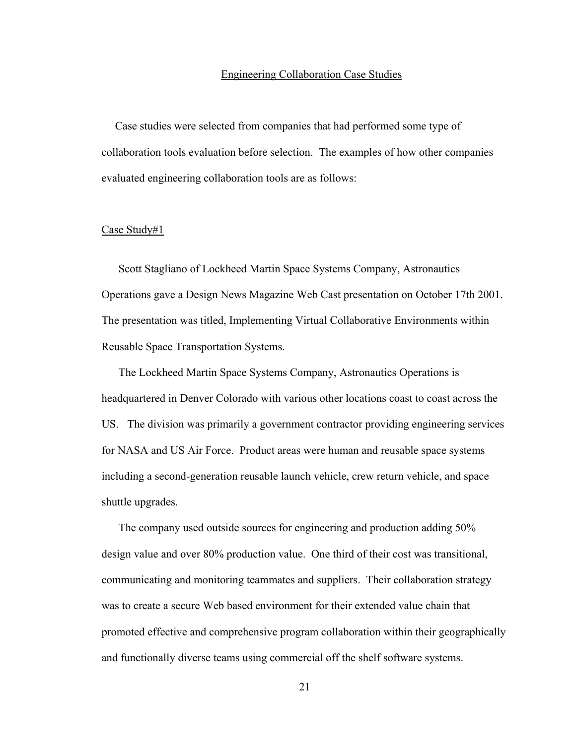## Engineering Collaboration Case Studies

Case studies were selected from companies that had performed some type of collaboration tools evaluation before selection. The examples of how other companies evaluated engineering collaboration tools are as follows:

### Case Study#1

Scott Stagliano of Lockheed Martin Space Systems Company, Astronautics Operations gave a Design News Magazine Web Cast presentation on October 17th 2001. The presentation was titled, Implementing Virtual Collaborative Environments within Reusable Space Transportation Systems.

The Lockheed Martin Space Systems Company, Astronautics Operations is headquartered in Denver Colorado with various other locations coast to coast across the US. The division was primarily a government contractor providing engineering services for NASA and US Air Force. Product areas were human and reusable space systems including a second-generation reusable launch vehicle, crew return vehicle, and space shuttle upgrades.

The company used outside sources for engineering and production adding 50% design value and over 80% production value. One third of their cost was transitional, communicating and monitoring teammates and suppliers. Their collaboration strategy was to create a secure Web based environment for their extended value chain that promoted effective and comprehensive program collaboration within their geographically and functionally diverse teams using commercial off the shelf software systems.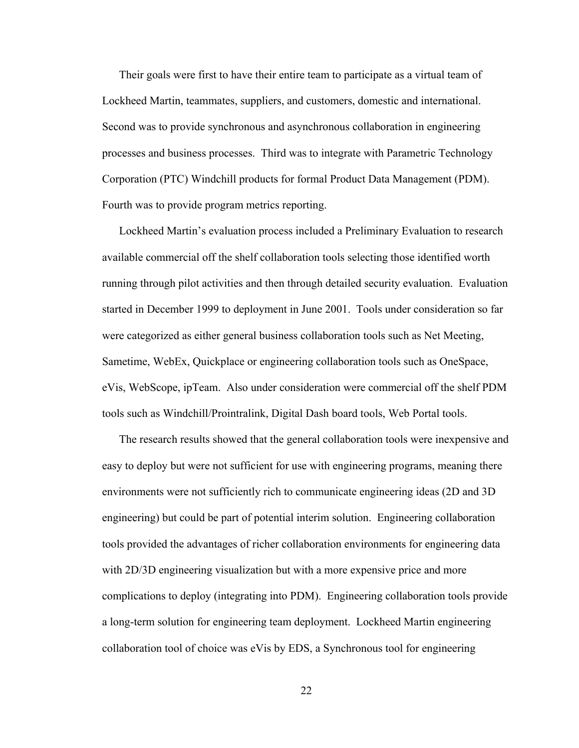Their goals were first to have their entire team to participate as a virtual team of Lockheed Martin, teammates, suppliers, and customers, domestic and international. Second was to provide synchronous and asynchronous collaboration in engineering processes and business processes. Third was to integrate with Parametric Technology Corporation (PTC) Windchill products for formal Product Data Management (PDM). Fourth was to provide program metrics reporting.

Lockheed Martin's evaluation process included a Preliminary Evaluation to research available commercial off the shelf collaboration tools selecting those identified worth running through pilot activities and then through detailed security evaluation. Evaluation started in December 1999 to deployment in June 2001. Tools under consideration so far were categorized as either general business collaboration tools such as Net Meeting, Sametime, WebEx, Quickplace or engineering collaboration tools such as OneSpace, eVis, WebScope, ipTeam. Also under consideration were commercial off the shelf PDM tools such as Windchill/Prointralink, Digital Dash board tools, Web Portal tools.

The research results showed that the general collaboration tools were inexpensive and easy to deploy but were not sufficient for use with engineering programs, meaning there environments were not sufficiently rich to communicate engineering ideas (2D and 3D engineering) but could be part of potential interim solution. Engineering collaboration tools provided the advantages of richer collaboration environments for engineering data with 2D/3D engineering visualization but with a more expensive price and more complications to deploy (integrating into PDM). Engineering collaboration tools provide a long-term solution for engineering team deployment. Lockheed Martin engineering collaboration tool of choice was eVis by EDS, a Synchronous tool for engineering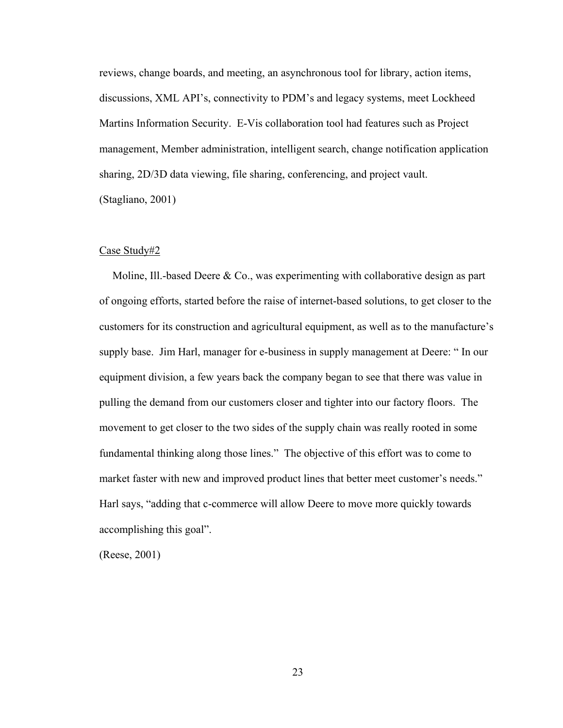reviews, change boards, and meeting, an asynchronous tool for library, action items, discussions, XML API's, connectivity to PDM's and legacy systems, meet Lockheed Martins Information Security. E-Vis collaboration tool had features such as Project management, Member administration, intelligent search, change notification application sharing, 2D/3D data viewing, file sharing, conferencing, and project vault.
(Stagliano, 2001)

<u>Case Study#2</u>

Moline, Ill.-based Deere & Co., was experimenting with collaborative design as part of ongoing efforts, started before the raise of internet-based solutions, to get closer to the customers for its construction and agricultural equipment, as well as to the manufacture's supply base. Jim Harl, manager for e-business in supply management at Deere: " In our equipment division, a few years back the company began to see that there was value in pulling the demand from our customers closer and tighter into our factory floors. The movement to get closer to the two sides of the supply chain was really rooted in some fundamental thinking along those lines." The objective of this effort was to come to market faster with new and improved product lines that better meet customer's needs." Harl says, "adding that c-commerce will allow Deere to move more quickly towards accomplishing this goal".
(Reese, 2001)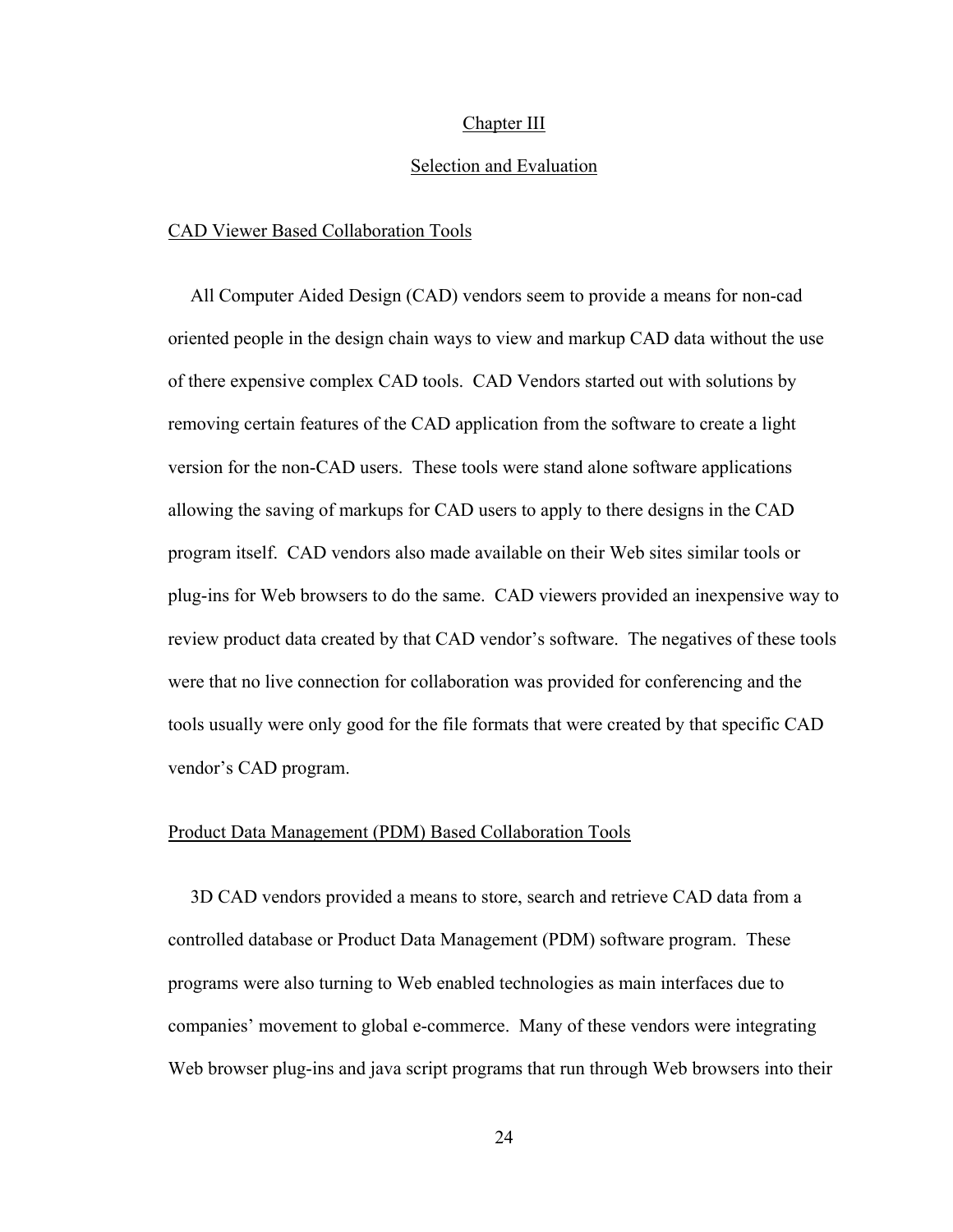# Chapter III

# Selection and Evaluation

## CAD Viewer Based Collaboration Tools

All Computer Aided Design (CAD) vendors seem to provide a means for non-cad oriented people in the design chain ways to view and markup CAD data without the use of there expensive complex CAD tools. CAD Vendors started out with solutions by removing certain features of the CAD application from the software to create a light version for the non-CAD users. These tools were stand alone software applications allowing the saving of markups for CAD users to apply to there designs in the CAD program itself. CAD vendors also made available on their Web sites similar tools or plug-ins for Web browsers to do the same. CAD viewers provided an inexpensive way to review product data created by that CAD vendor's software. The negatives of these tools were that no live connection for collaboration was provided for conferencing and the tools usually were only good for the file formats that were created by that specific CAD vendor's CAD program.

## Product Data Management (PDM) Based Collaboration Tools

3D CAD vendors provided a means to store, search and retrieve CAD data from a controlled database or Product Data Management (PDM) software program. These programs were also turning to Web enabled technologies as main interfaces due to companies' movement to global e-commerce. Many of these vendors were integrating Web browser plug-ins and java script programs that run through Web browsers into their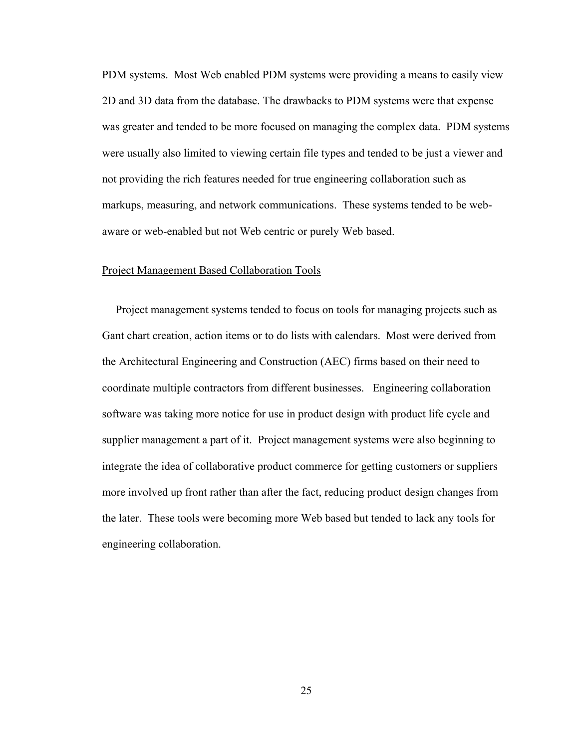PDM systems. Most Web enabled PDM systems were providing a means to easily view 2D and 3D data from the database. The drawbacks to PDM systems were that expense was greater and tended to be more focused on managing the complex data. PDM systems were usually also limited to viewing certain file types and tended to be just a viewer and not providing the rich features needed for true engineering collaboration such as markups, measuring, and network communications. These systems tended to be web-aware or web-enabled but not Web centric or purely Web based.

Project Management Based Collaboration Tools

Project management systems tended to focus on tools for managing projects such as Gant chart creation, action items or to do lists with calendars. Most were derived from the Architectural Engineering and Construction (AEC) firms based on their need to coordinate multiple contractors from different businesses. Engineering collaboration software was taking more notice for use in product design with product life cycle and supplier management a part of it. Project management systems were also beginning to integrate the idea of collaborative product commerce for getting customers or suppliers more involved up front rather than after the fact, reducing product design changes from the later. These tools were becoming more Web based but tended to lack any tools for engineering collaboration.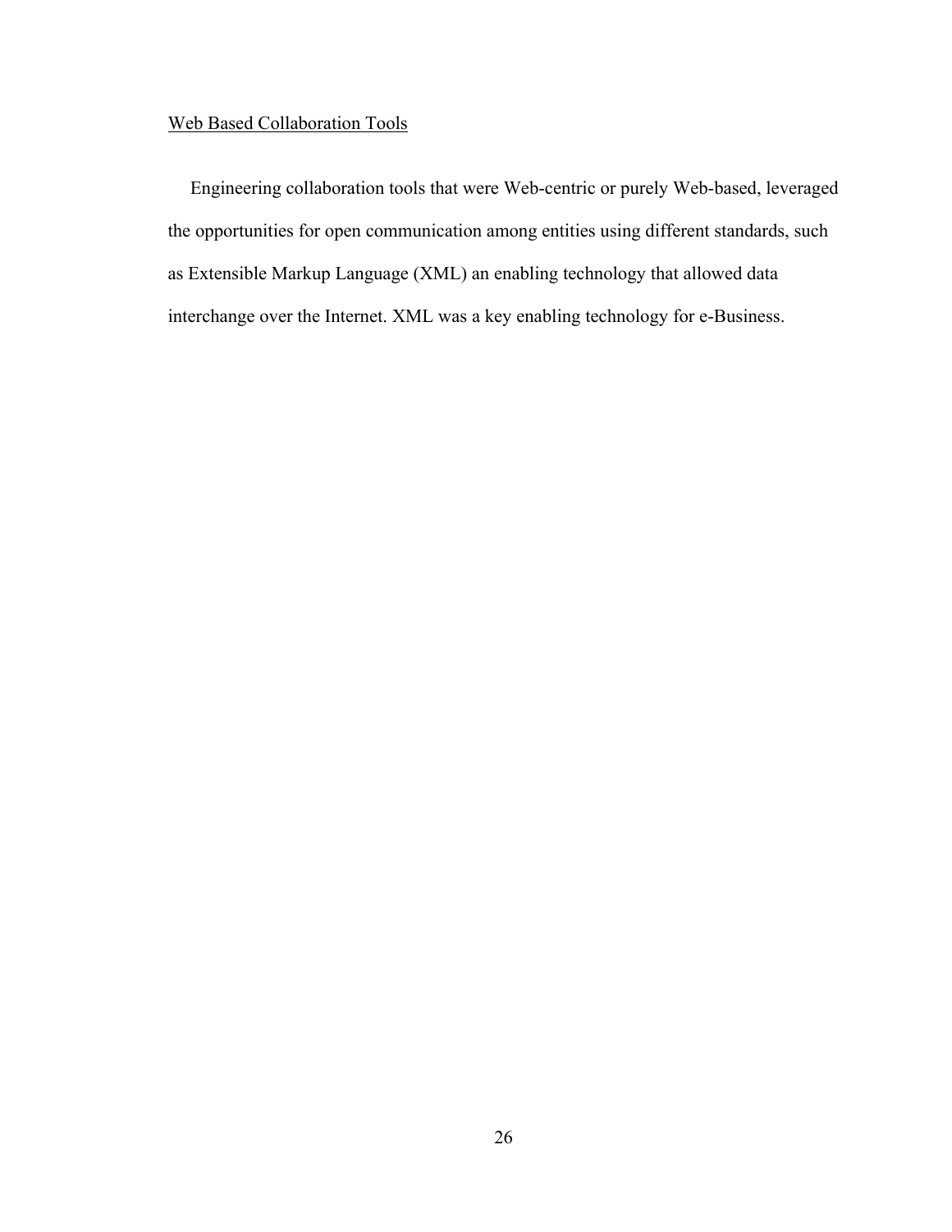<u>Web Based Collaboration Tools</u>

Engineering collaboration tools that were Web-centric or purely Web-based, leveraged the opportunities for open communication among entities using different standards, such as Extensible Markup Language (XML) an enabling technology that allowed data interchange over the Internet. XML was a key enabling technology for e-Business.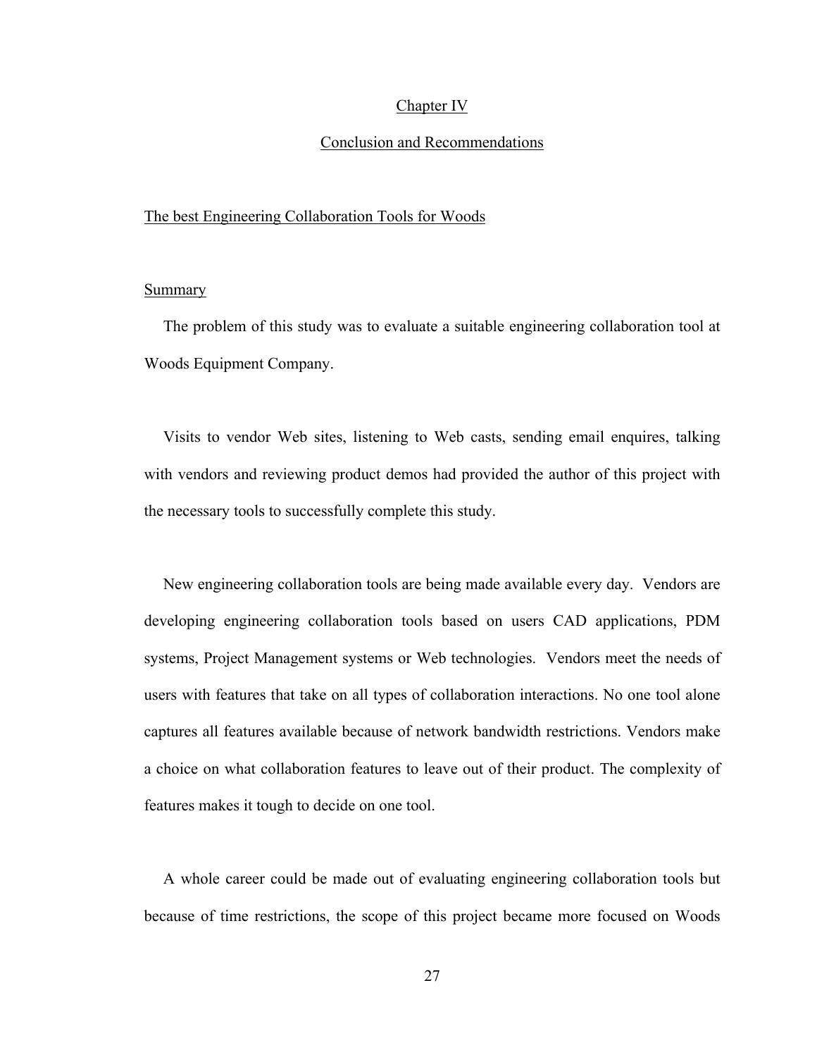# Chapter IV

# Conclusion and Recommendations

## The best Engineering Collaboration Tools for Woods

### Summary

The problem of this study was to evaluate a suitable engineering collaboration tool at Woods Equipment Company.

Visits to vendor Web sites, listening to Web casts, sending email enquires, talking with vendors and reviewing product demos had provided the author of this project with the necessary tools to successfully complete this study.

New engineering collaboration tools are being made available every day. Vendors are developing engineering collaboration tools based on users CAD applications, PDM systems, Project Management systems or Web technologies. Vendors meet the needs of users with features that take on all types of collaboration interactions. No one tool alone captures all features available because of network bandwidth restrictions. Vendors make a choice on what collaboration features to leave out of their product. The complexity of features makes it tough to decide on one tool.

A whole career could be made out of evaluating engineering collaboration tools but because of time restrictions, the scope of this project became more focused on Woods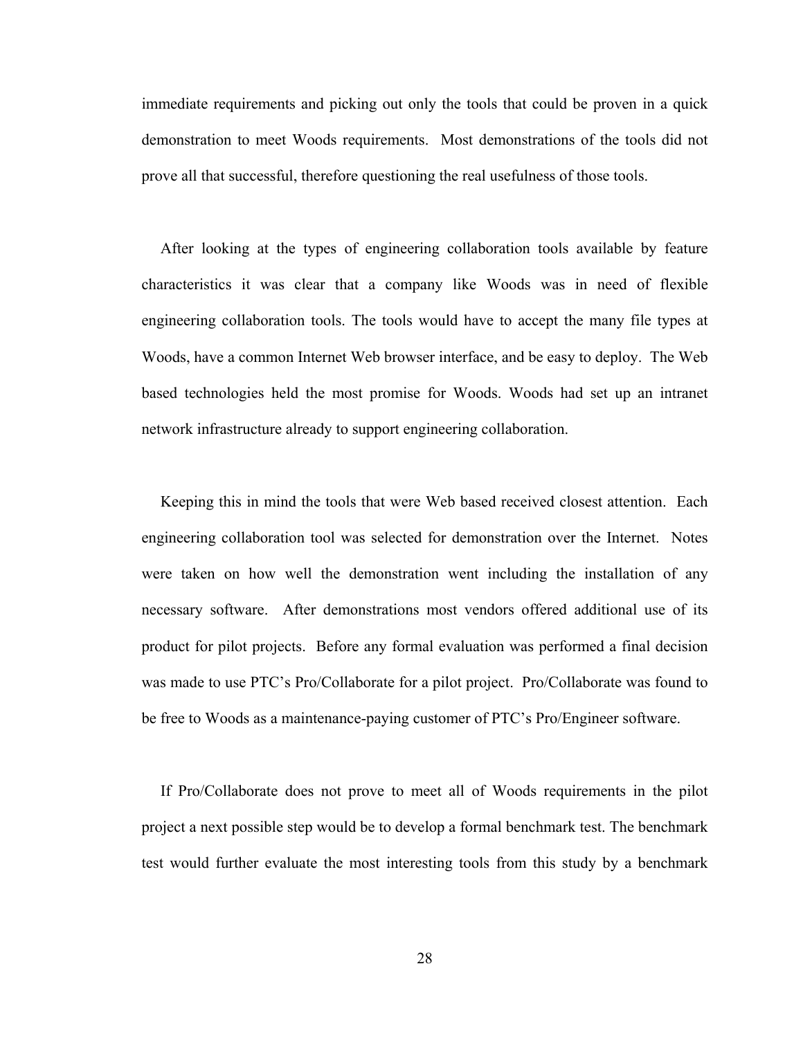immediate requirements and picking out only the tools that could be proven in a quick demonstration to meet Woods requirements. Most demonstrations of the tools did not prove all that successful, therefore questioning the real usefulness of those tools.

After looking at the types of engineering collaboration tools available by feature characteristics it was clear that a company like Woods was in need of flexible engineering collaboration tools. The tools would have to accept the many file types at Woods, have a common Internet Web browser interface, and be easy to deploy. The Web based technologies held the most promise for Woods. Woods had set up an intranet network infrastructure already to support engineering collaboration.

Keeping this in mind the tools that were Web based received closest attention. Each engineering collaboration tool was selected for demonstration over the Internet. Notes were taken on how well the demonstration went including the installation of any necessary software. After demonstrations most vendors offered additional use of its product for pilot projects. Before any formal evaluation was performed a final decision was made to use PTC's Pro/Collaborate for a pilot project. Pro/Collaborate was found to be free to Woods as a maintenance-paying customer of PTC's Pro/Engineer software.

If Pro/Collaborate does not prove to meet all of Woods requirements in the pilot project a next possible step would be to develop a formal benchmark test. The benchmark test would further evaluate the most interesting tools from this study by a benchmark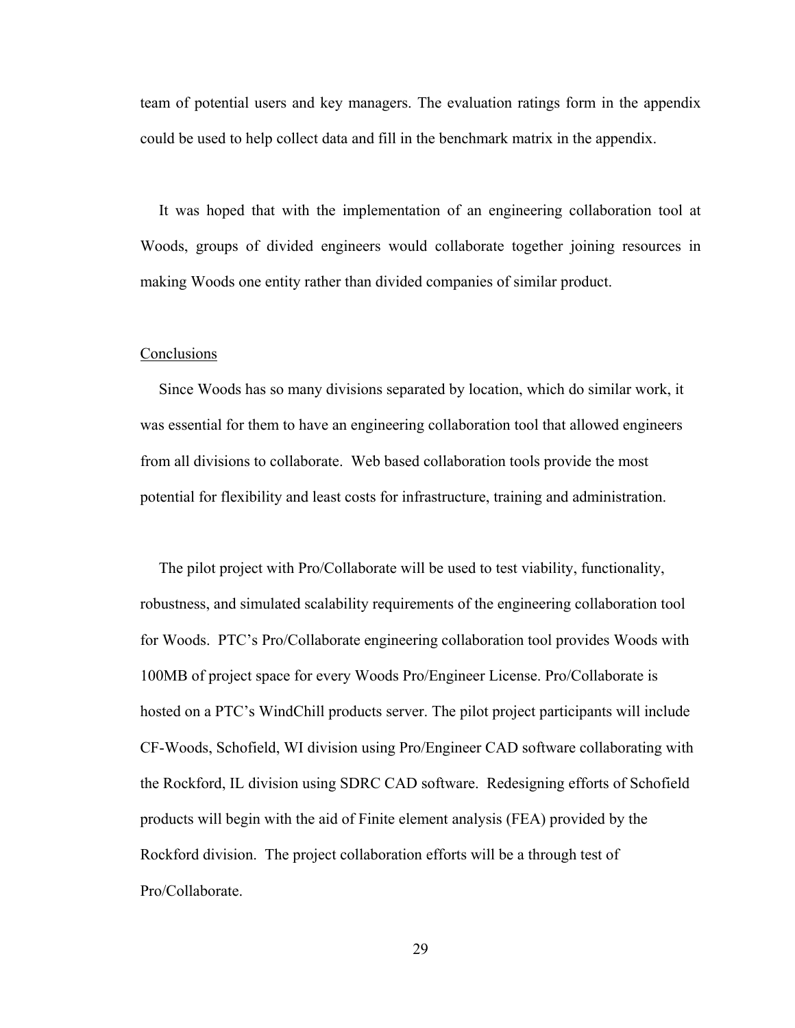team of potential users and key managers. The evaluation ratings form in the appendix could be used to help collect data and fill in the benchmark matrix in the appendix.

It was hoped that with the implementation of an engineering collaboration tool at Woods, groups of divided engineers would collaborate together joining resources in making Woods one entity rather than divided companies of similar product.

## Conclusions

Since Woods has so many divisions separated by location, which do similar work, it was essential for them to have an engineering collaboration tool that allowed engineers from all divisions to collaborate. Web based collaboration tools provide the most potential for flexibility and least costs for infrastructure, training and administration.

The pilot project with Pro/Collaborate will be used to test viability, functionality, robustness, and simulated scalability requirements of the engineering collaboration tool for Woods. PTC's Pro/Collaborate engineering collaboration tool provides Woods with 100MB of project space for every Woods Pro/Engineer License. Pro/Collaborate is hosted on a PTC's WindChill products server. The pilot project participants will include CF-Woods, Schofield, WI division using Pro/Engineer CAD software collaborating with the Rockford, IL division using SDRC CAD software. Redesigning efforts of Schofield products will begin with the aid of Finite element analysis (FEA) provided by the Rockford division. The project collaboration efforts will be a through test of Pro/Collaborate.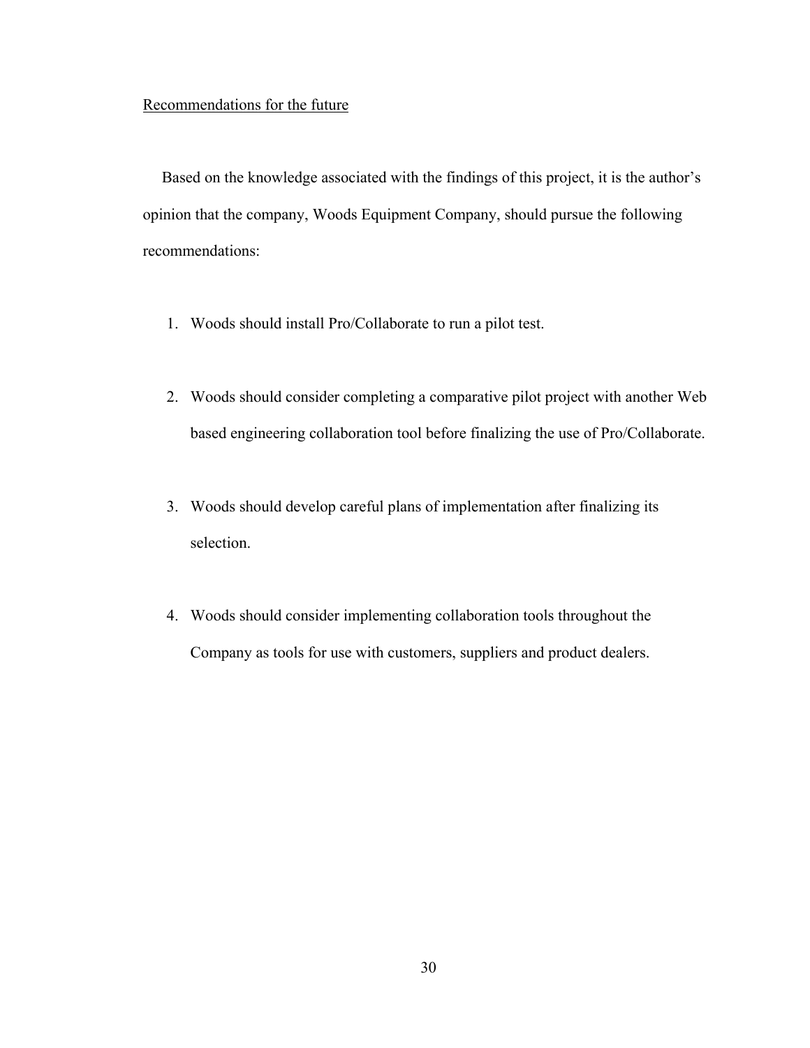## Recommendations for the future

Based on the knowledge associated with the findings of this project, it is the author's opinion that the company, Woods Equipment Company, should pursue the following recommendations:

1. Woods should install Pro/Collaborate to run a pilot test.

2. Woods should consider completing a comparative pilot project with another Web based engineering collaboration tool before finalizing the use of Pro/Collaborate.

3. Woods should develop careful plans of implementation after finalizing its selection.

4. Woods should consider implementing collaboration tools throughout the Company as tools for use with customers, suppliers and product dealers.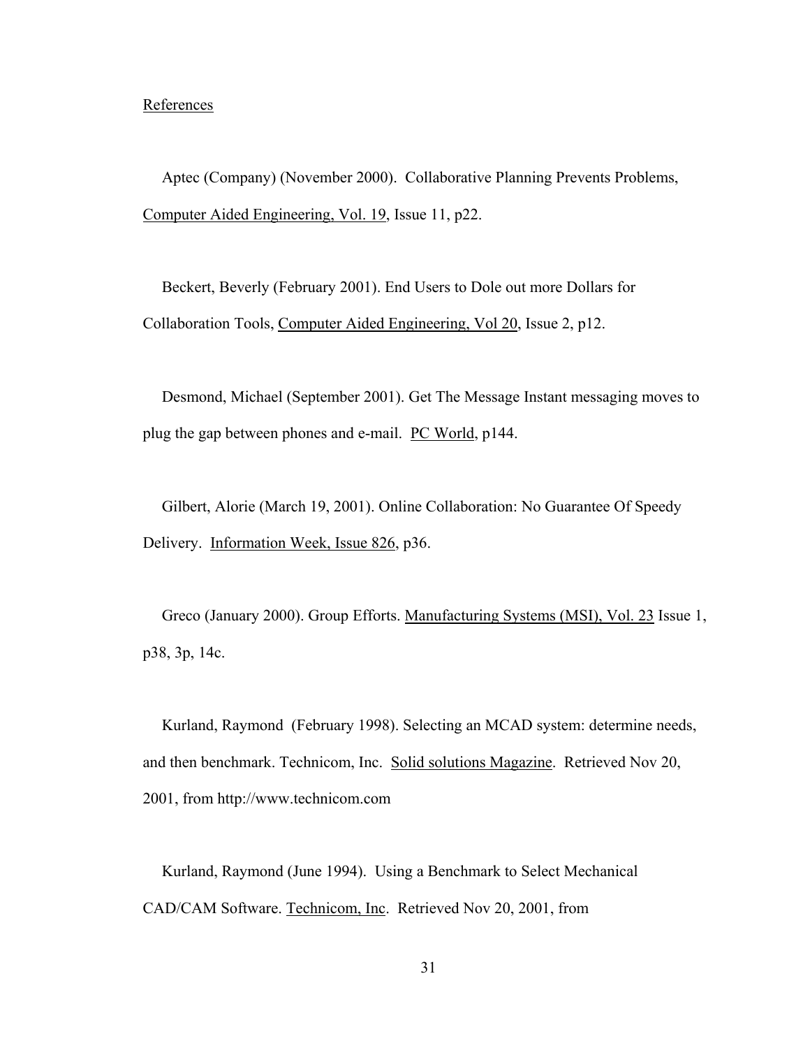References

Aptec (Company) (November 2000). Collaborative Planning Prevents Problems, Computer Aided Engineering, Vol. 19, Issue 11, p22.

Beckert, Beverly (February 2001). End Users to Dole out more Dollars for Collaboration Tools, Computer Aided Engineering, Vol 20, Issue 2, p12.

Desmond, Michael (September 2001). Get The Message Instant messaging moves to plug the gap between phones and e-mail. PC World, p144.

Gilbert, Alorie (March 19, 2001). Online Collaboration: No Guarantee Of Speedy Delivery. Information Week, Issue 826, p36.

Greco (January 2000). Group Efforts. Manufacturing Systems (MSI), Vol. 23 Issue 1, p38, 3p, 14c.

Kurland, Raymond (February 1998). Selecting an MCAD system: determine needs, and then benchmark. Technicom, Inc. Solid solutions Magazine. Retrieved Nov 20, 2001, from http://www.technicom.com

Kurland, Raymond (June 1994). Using a Benchmark to Select Mechanical CAD/CAM Software. Technicom, Inc. Retrieved Nov 20, 2001, from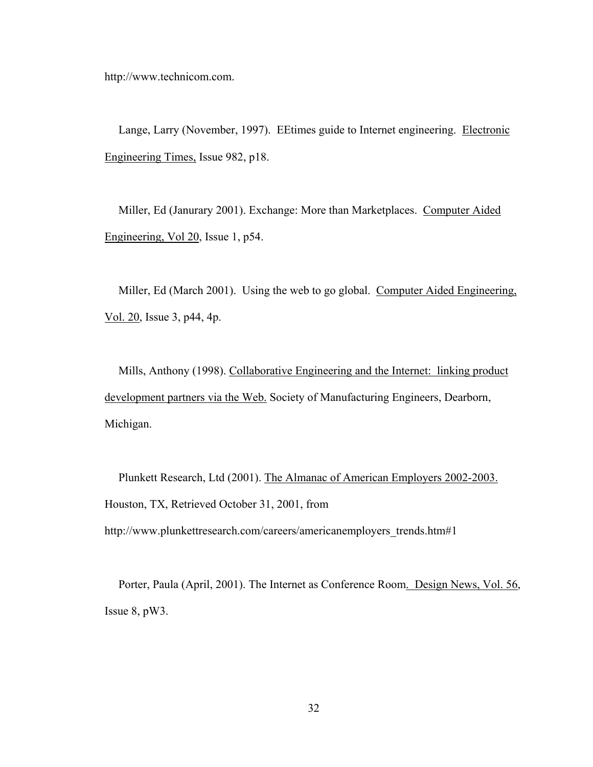http://www.technicom.com.

Lange, Larry (November, 1997). EEtimes guide to Internet engineering. Electronic Engineering Times, Issue 982, p18.

Miller, Ed (Janurary 2001). Exchange: More than Marketplaces. Computer Aided Engineering, Vol 20, Issue 1, p54.

Miller, Ed (March 2001). Using the web to go global. Computer Aided Engineering, Vol. 20, Issue 3, p44, 4p.

Mills, Anthony (1998). Collaborative Engineering and the Internet: linking product development partners via the Web. Society of Manufacturing Engineers, Dearborn, Michigan.

Plunkett Research, Ltd (2001). The Almanac of American Employers 2002-2003. Houston, TX, Retrieved October 31, 2001, from http://www.plunkettresearch.com/careers/americanemployers_trends.htm#1

Porter, Paula (April, 2001). The Internet as Conference Room. Design News, Vol. 56, Issue 8, pW3.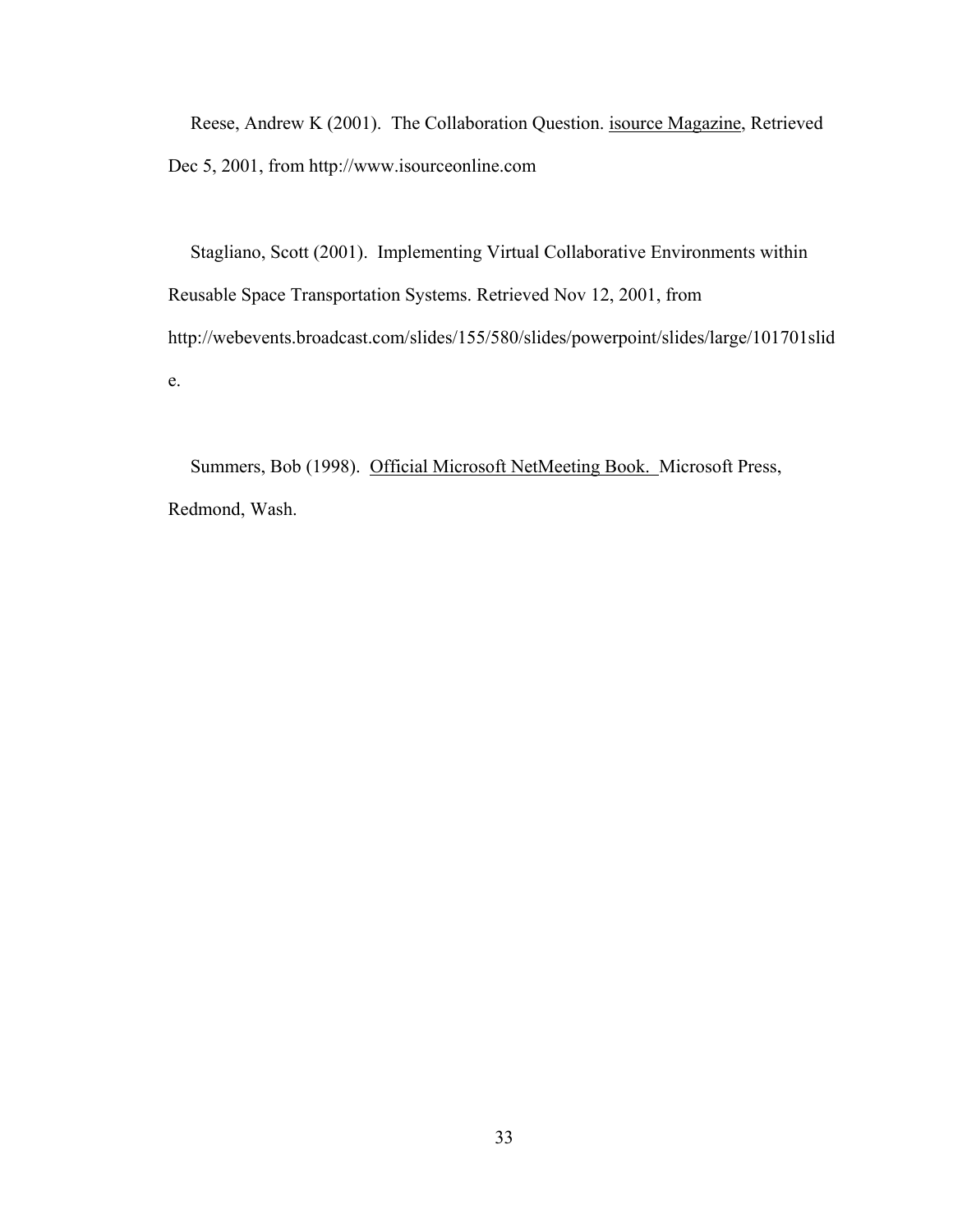Reese, Andrew K (2001). The Collaboration Question. isource Magazine, Retrieved Dec 5, 2001, from http://www.isourceonline.com

Stagliano, Scott (2001). Implementing Virtual Collaborative Environments within Reusable Space Transportation Systems. Retrieved Nov 12, 2001, from http://webevents.broadcast.com/slides/155/580/slides/powerpoint/slides/large/101701slide.

Summers, Bob (1998). Official Microsoft NetMeeting Book. Microsoft Press, Redmond, Wash.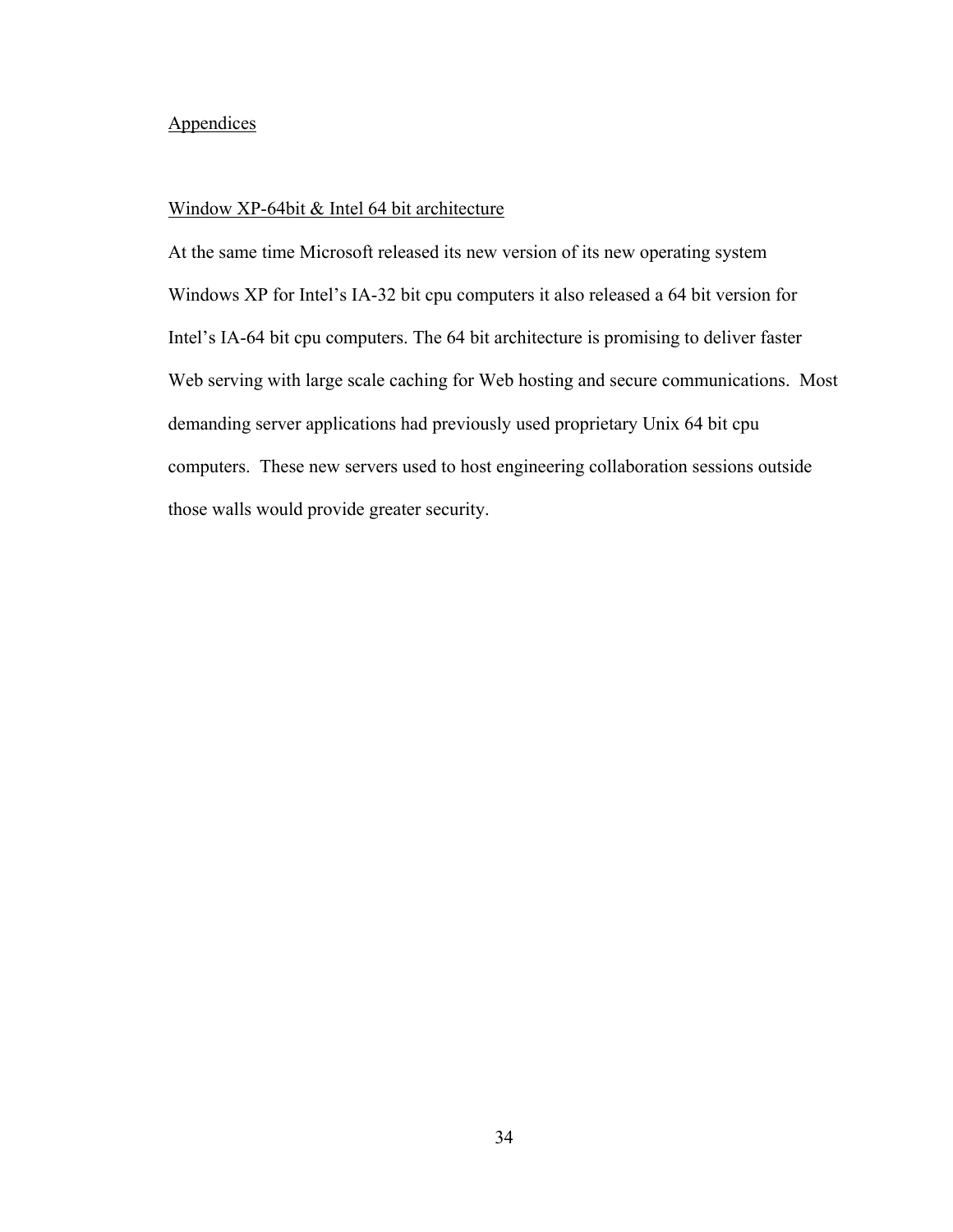# Appendices

## Window XP-64bit & Intel 64 bit architecture

At the same time Microsoft released its new version of its new operating system Windows XP for Intel's IA-32 bit cpu computers it also released a 64 bit version for Intel's IA-64 bit cpu computers. The 64 bit architecture is promising to deliver faster Web serving with large scale caching for Web hosting and secure communications. Most demanding server applications had previously used proprietary Unix 64 bit cpu computers. These new servers used to host engineering collaboration sessions outside those walls would provide greater security.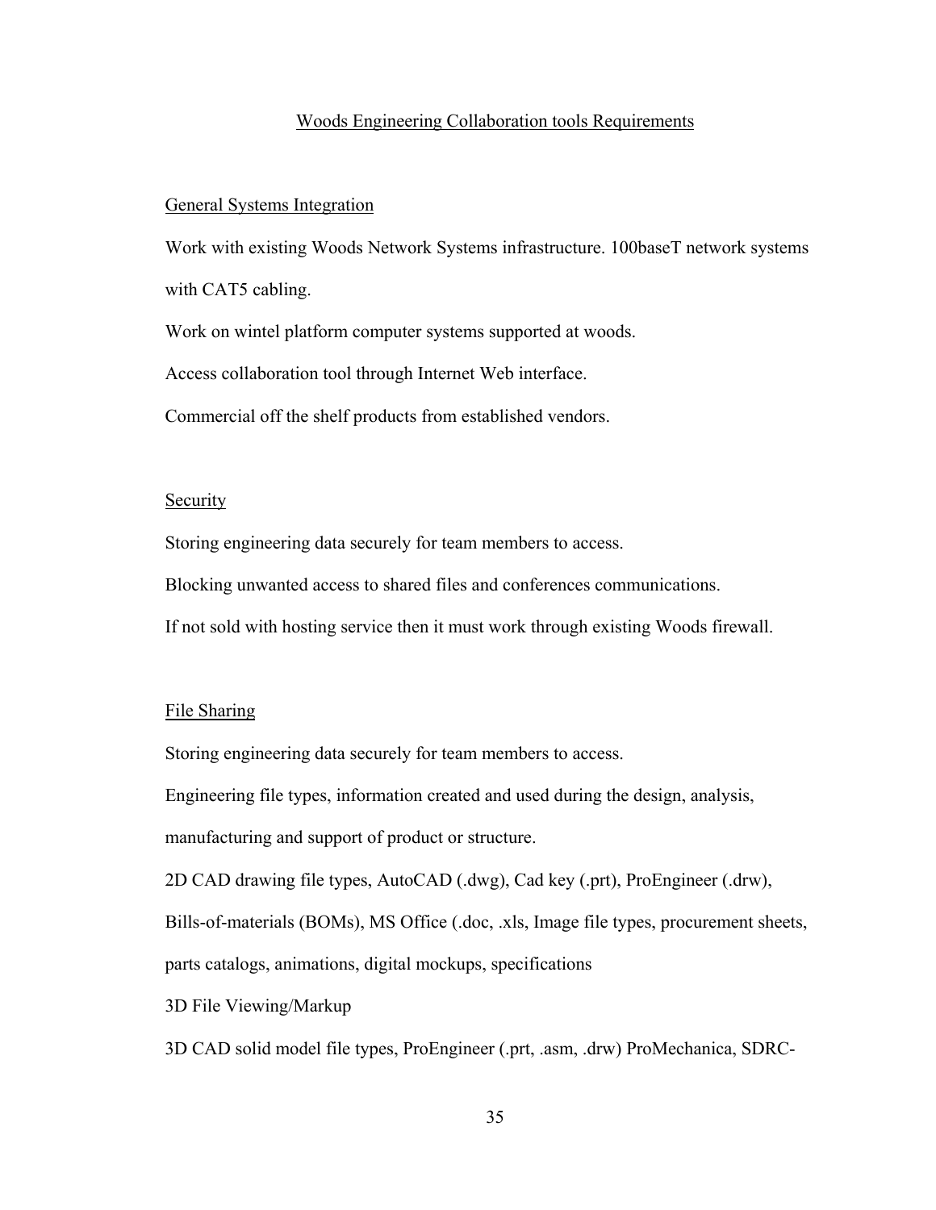## Woods Engineering Collaboration tools Requirements

### General Systems Integration

Work with existing Woods Network Systems infrastructure. 100baseT network systems with CAT5 cabling.

Work on wintel platform computer systems supported at woods.

Access collaboration tool through Internet Web interface.

Commercial off the shelf products from established vendors.

### Security

Storing engineering data securely for team members to access.

Blocking unwanted access to shared files and conferences communications.

If not sold with hosting service then it must work through existing Woods firewall.

### File Sharing

Storing engineering data securely for team members to access.

Engineering file types, information created and used during the design, analysis, manufacturing and support of product or structure.

2D CAD drawing file types, AutoCAD (.dwg), Cad key (.prt), ProEngineer (.drw), Bills-of-materials (BOMs), MS Office (.doc, .xls, Image file types, procurement sheets, parts catalogs, animations, digital mockups, specifications

3D File Viewing/Markup

3D CAD solid model file types, ProEngineer (.prt, .asm, .drw) ProMechanica, SDRC-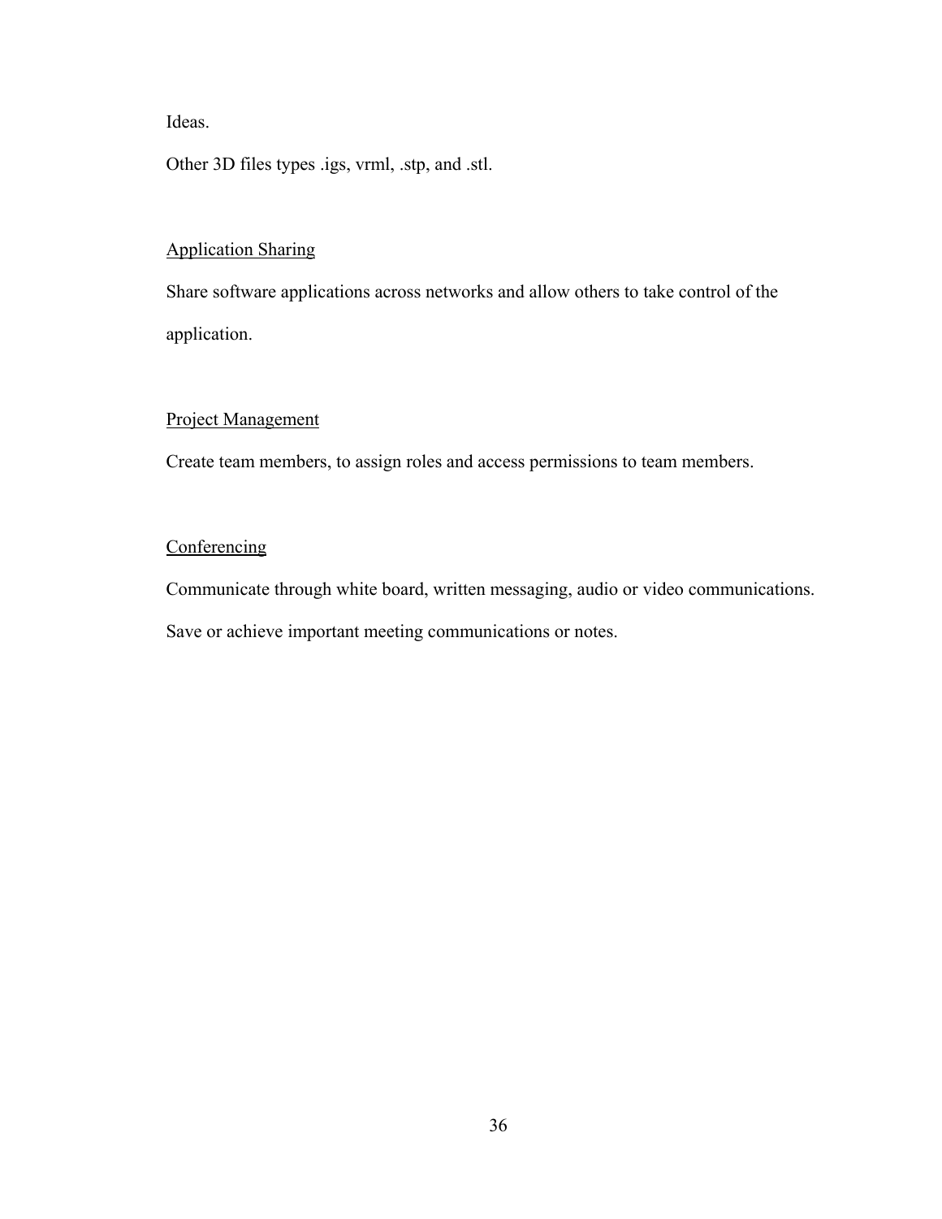Ideas.

Other 3D files types .igs, vrml, .stp, and .stl.

Application Sharing

Share software applications across networks and allow others to take control of the application.

Project Management

Create team members, to assign roles and access permissions to team members.

Conferencing

Communicate through white board, written messaging, audio or video communications.

Save or achieve important meeting communications or notes.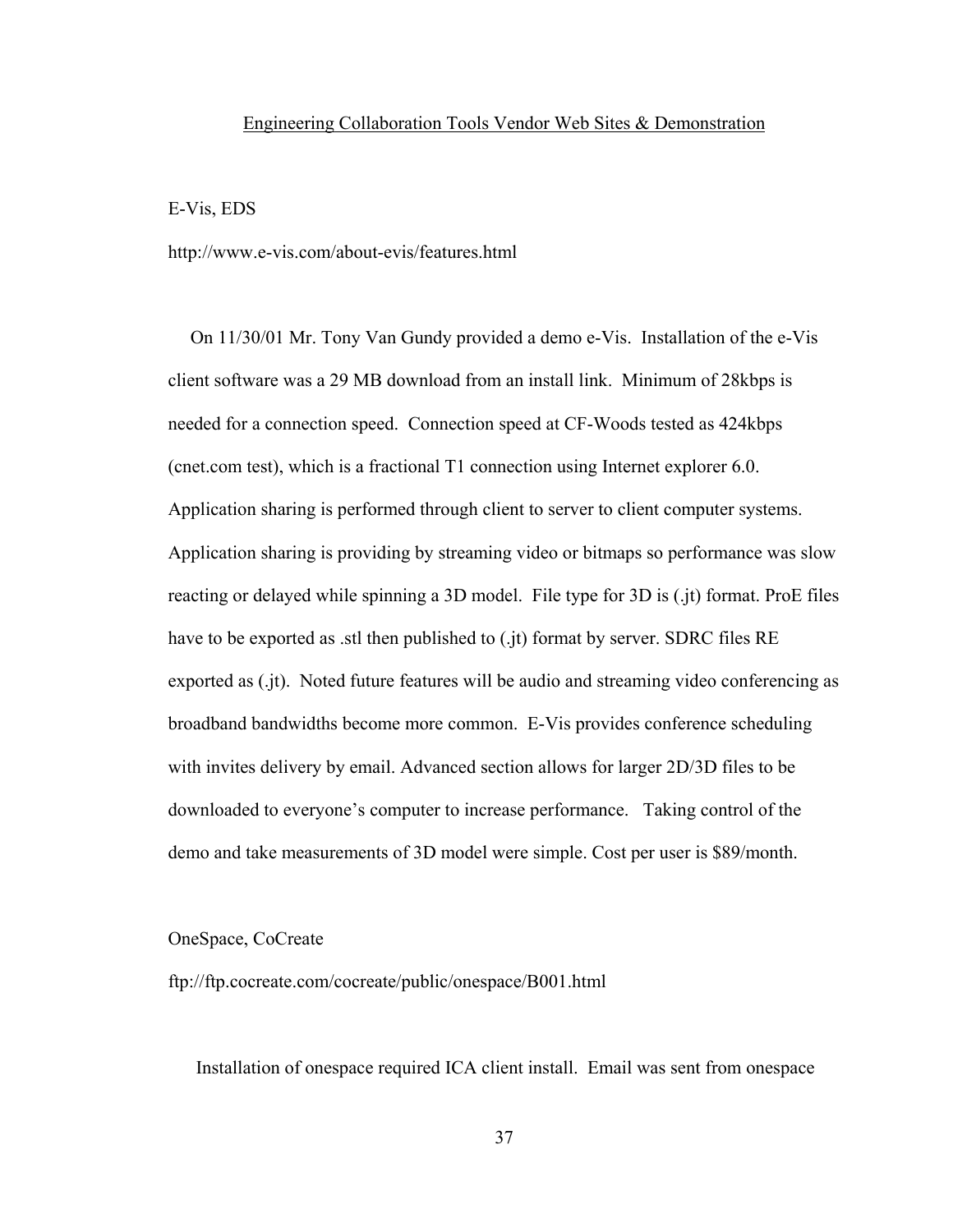## Engineering Collaboration Tools Vendor Web Sites & Demonstration

E-Vis, EDS

http://www.e-vis.com/about-evis/features.html

On 11/30/01 Mr. Tony Van Gundy provided a demo e-Vis. Installation of the e-Vis client software was a 29 MB download from an install link. Minimum of 28kbps is needed for a connection speed. Connection speed at CF-Woods tested as 424kbps (cnet.com test), which is a fractional T1 connection using Internet explorer 6.0. Application sharing is performed through client to server to client computer systems. Application sharing is providing by streaming video or bitmaps so performance was slow reacting or delayed while spinning a 3D model. File type for 3D is (.jt) format. ProE files have to be exported as .stl then published to (.jt) format by server. SDRC files RE exported as (.jt). Noted future features will be audio and streaming video conferencing as broadband bandwidths become more common. E-Vis provides conference scheduling with invites delivery by email. Advanced section allows for larger 2D/3D files to be downloaded to everyone's computer to increase performance. Taking control of the demo and take measurements of 3D model were simple. Cost per user is $89/month.

OneSpace, CoCreate

ftp://ftp.cocreate.com/cocreate/public/onespace/B001.html

Installation of onespace required ICA client install. Email was sent from onespace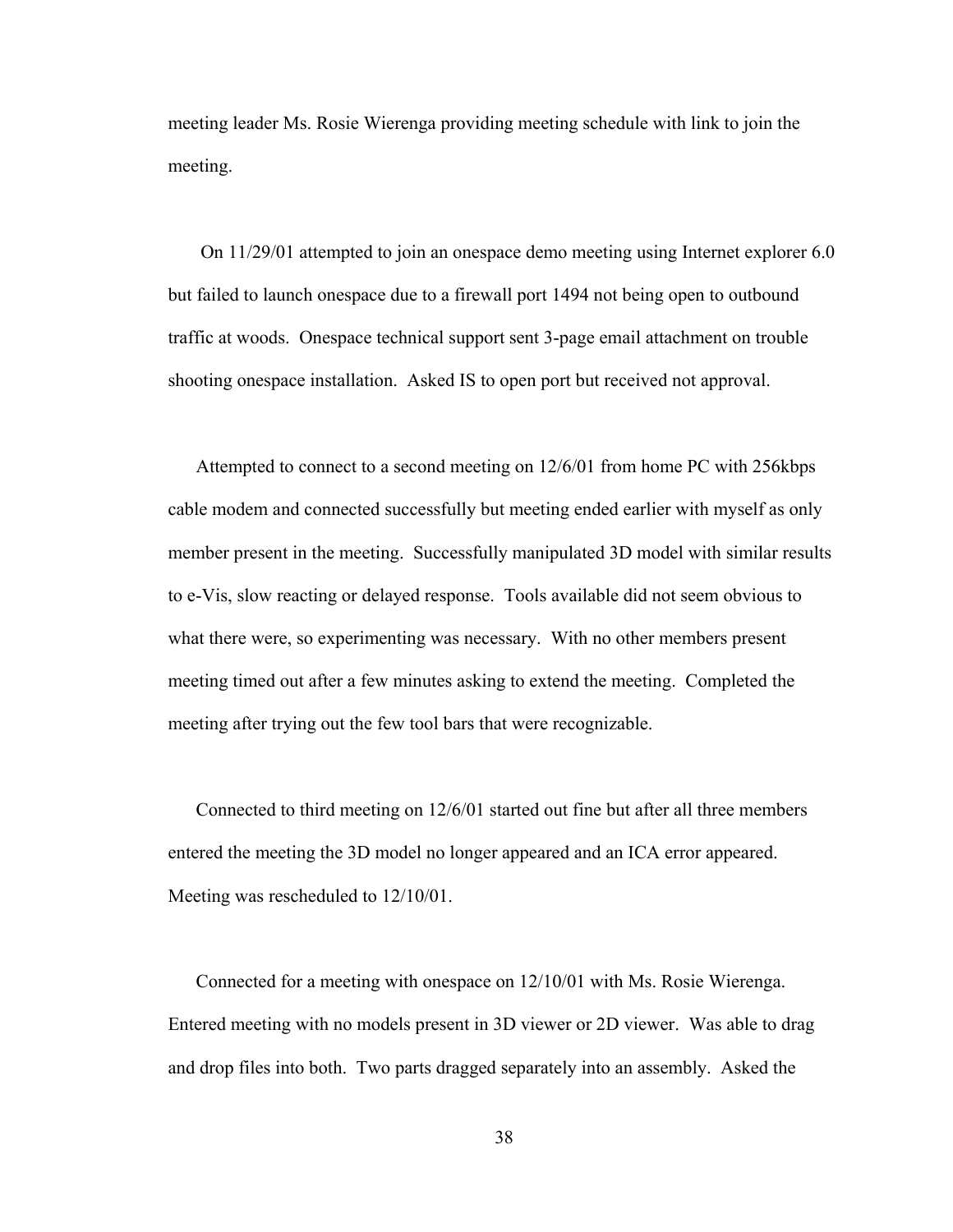meeting leader Ms. Rosie Wierenga providing meeting schedule with link to join the meeting.

On 11/29/01 attempted to join an onespace demo meeting using Internet explorer 6.0 but failed to launch onespace due to a firewall port 1494 not being open to outbound traffic at woods. Onespace technical support sent 3-page email attachment on trouble shooting onespace installation. Asked IS to open port but received not approval.

Attempted to connect to a second meeting on 12/6/01 from home PC with 256kbps cable modem and connected successfully but meeting ended earlier with myself as only member present in the meeting. Successfully manipulated 3D model with similar results to e-Vis, slow reacting or delayed response. Tools available did not seem obvious to what there were, so experimenting was necessary. With no other members present meeting timed out after a few minutes asking to extend the meeting. Completed the meeting after trying out the few tool bars that were recognizable.

Connected to third meeting on 12/6/01 started out fine but after all three members entered the meeting the 3D model no longer appeared and an ICA error appeared. Meeting was rescheduled to 12/10/01.

Connected for a meeting with onespace on 12/10/01 with Ms. Rosie Wierenga. Entered meeting with no models present in 3D viewer or 2D viewer. Was able to drag and drop files into both. Two parts dragged separately into an assembly. Asked the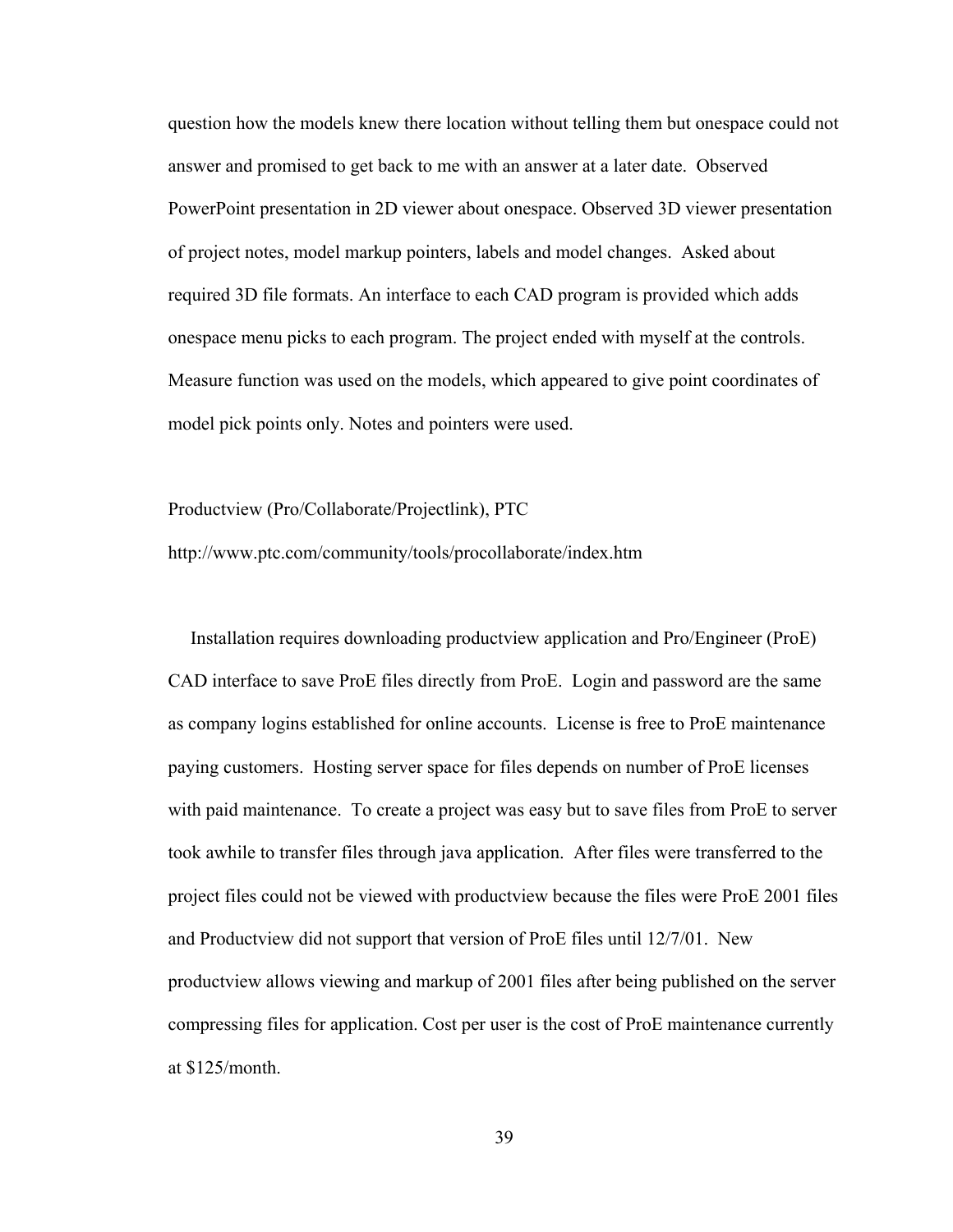question how the models knew there location without telling them but onespace could not answer and promised to get back to me with an answer at a later date. Observed PowerPoint presentation in 2D viewer about onespace. Observed 3D viewer presentation of project notes, model markup pointers, labels and model changes. Asked about required 3D file formats. An interface to each CAD program is provided which adds onespace menu picks to each program. The project ended with myself at the controls. Measure function was used on the models, which appeared to give point coordinates of model pick points only. Notes and pointers were used.

Productview (Pro/Collaborate/Projectlink), PTC

http://www.ptc.com/community/tools/procollaborate/index.htm

Installation requires downloading productview application and Pro/Engineer (ProE) CAD interface to save ProE files directly from ProE. Login and password are the same as company logins established for online accounts. License is free to ProE maintenance paying customers. Hosting server space for files depends on number of ProE licenses with paid maintenance. To create a project was easy but to save files from ProE to server took awhile to transfer files through java application. After files were transferred to the project files could not be viewed with productview because the files were ProE 2001 files and Productview did not support that version of ProE files until 12/7/01. New productview allows viewing and markup of 2001 files after being published on the server compressing files for application. Cost per user is the cost of ProE maintenance currently at $125/month.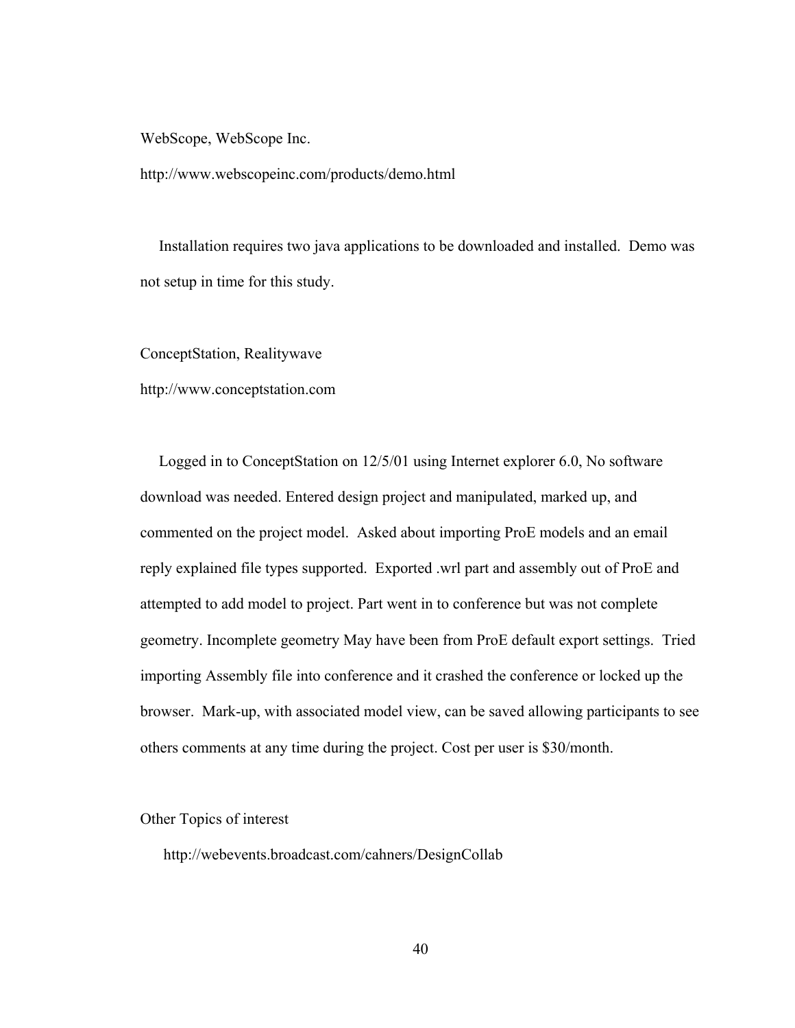WebScope, WebScope Inc.

http://www.webscopeinc.com/products/demo.html

Installation requires two java applications to be downloaded and installed. Demo was not setup in time for this study.

ConceptStation, Realitywave

http://www.conceptstation.com

Logged in to ConceptStation on 12/5/01 using Internet explorer 6.0, No software download was needed. Entered design project and manipulated, marked up, and commented on the project model. Asked about importing ProE models and an email reply explained file types supported. Exported .wrl part and assembly out of ProE and attempted to add model to project. Part went in to conference but was not complete geometry. Incomplete geometry May have been from ProE default export settings. Tried importing Assembly file into conference and it crashed the conference or locked up the browser. Mark-up, with associated model view, can be saved allowing participants to see others comments at any time during the project. Cost per user is $30/month.

Other Topics of interest

http://webevents.broadcast.com/cahners/DesignCollab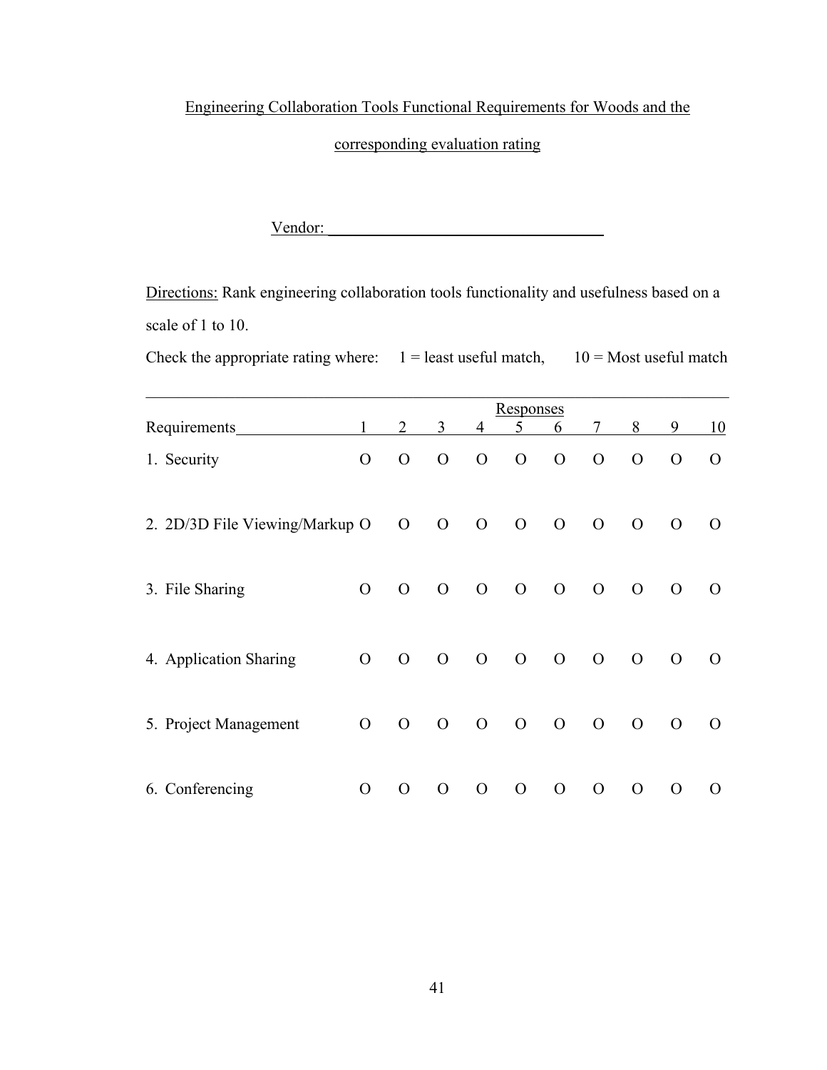Engineering Collaboration Tools Functional Requirements for Woods and the corresponding evaluation rating

Vendor: ___________________________________

Directions: Rank engineering collaboration tools functionality and usefulness based on a scale of 1 to 10.

Check the appropriate rating where: 1 = least useful match, 10 = Most useful match

| | Responses | | | | | | | | | |
|---|---|---|---|---|---|---|---|---|---|---|
| Requirements | 1 | 2 | 3 | 4 | 5 | 6 | 7 | 8 | 9 | 10 |
| 1. Security | O | O | O | O | O | O | O | O | O | O |
| 2. 2D/3D File Viewing/Markup | O | O | O | O | O | O | O | O | O | O |
| 3. File Sharing | O | O | O | O | O | O | O | O | O | O |
| 4. Application Sharing | O | O | O | O | O | O | O | O | O | O |
| 5. Project Management | O | O | O | O | O | O | O | O | O | O |
| 6. Conferencing | O | O | O | O | O | O | O | O | O | O |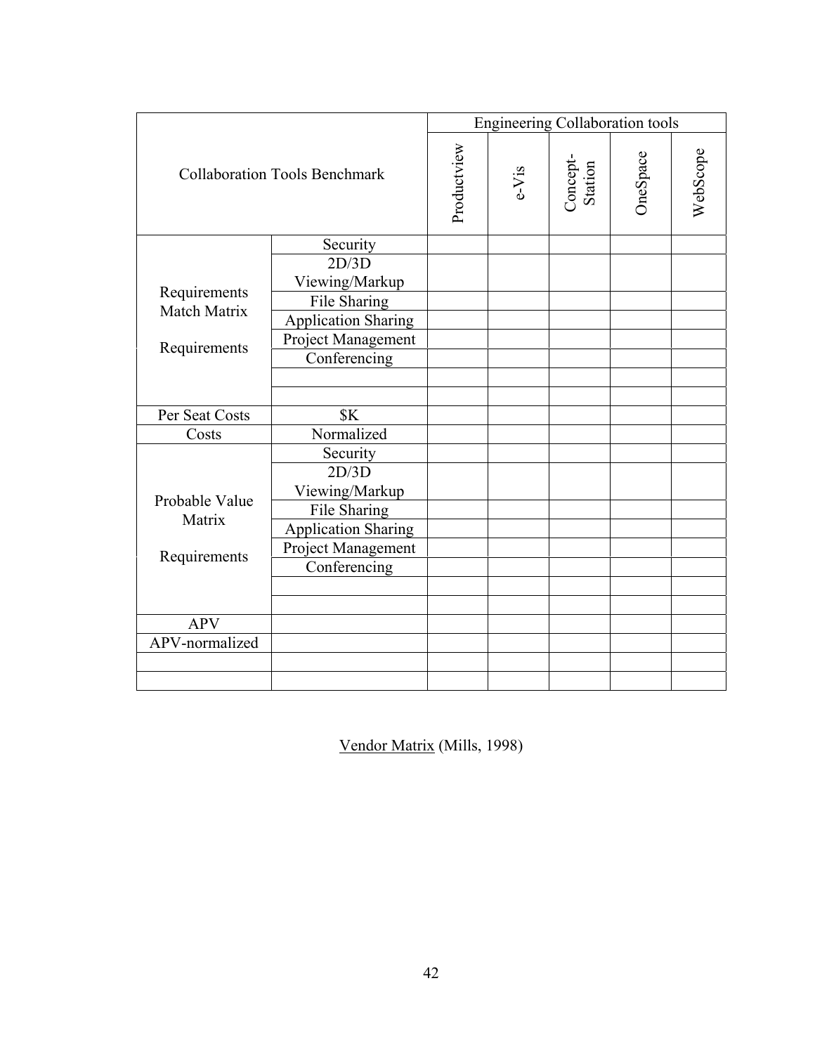| Collaboration Tools Benchmark | | Engineering Collaboration tools | | | | |
|---|---|---|---|---|---|---|
| | | Productview | e-Vis | Concept-Station | OneSpace | WebScope |
| Requirements Match Matrix<br><br>Requirements | Security | | | | | |
| | 2D/3D Viewing/Markup | | | | | |
| | File Sharing | | | | | |
| | Application Sharing | | | | | |
| | Project Management | | | | | |
| | Conferencing | | | | | |
| | | | | | | |
| | | | | | | |
| Per Seat Costs | $K | | | | | |
| Costs | Normalized | | | | | |
| Probable Value Matrix<br><br>Requirements | Security | | | | | |
| | 2D/3D Viewing/Markup | | | | | |
| | File Sharing | | | | | |
| | Application Sharing | | | | | |
| | Project Management | | | | | |
| | Conferencing | | | | | |
| | | | | | | |
| | | | | | | |
| APV | | | | | | |
| APV-normalized | | | | | | |
| | | | | | | |
| | | | | | | |

Vendor Matrix (Mills, 1998)